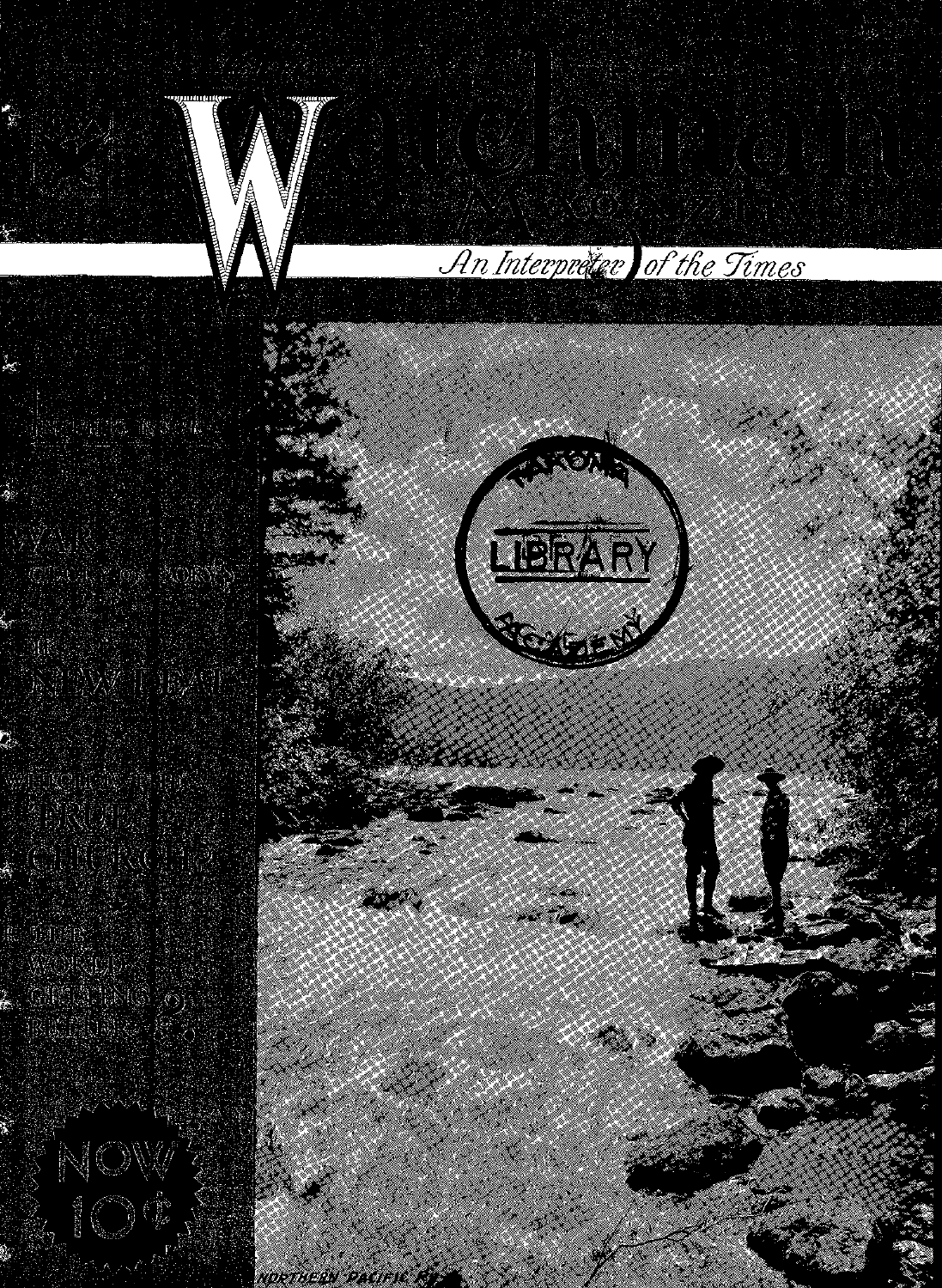# Watchman Magazine

*An Interpreter of the Times*

WAR

THE NEW DEAL

WHICH IS THE TRUE CHURCH?

THE WORLD GETTING BETTER?

NOW 10¢

LIBRARY

NORTHERN PACIFIC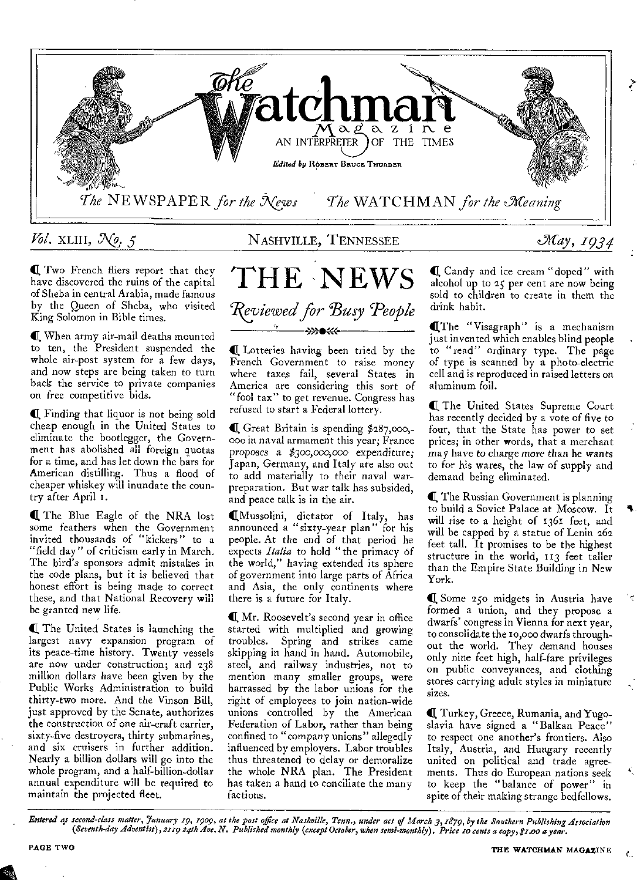# The Watchman Magazine

AN INTERPRETER OF THE TIMES

*Edited by* ROBERT BRUCE THURBER

*The* NEWSPAPER *for the News* *The* WATCHMAN *for the Meaning*

*Vol.* XLIII, *No. 5* NASHVILLE, TENNESSEE *May, 1934*

¶ Two French fliers report that they have discovered the ruins of the capital of Sheba in central Arabia, made famous by the Queen of Sheba, who visited King Solomon in Bible times.

¶ When army air-mail deaths mounted to ten, the President suspended the whole air-post system for a few days, and now steps are being taken to turn back the service to private companies on free competitive bids.

¶ Finding that liquor is not being sold cheap enough in the United States to eliminate the bootlegger, the Government has abolished all foreign quotas for a time, and has let down the bars for American distilling. Thus a flood of cheaper whiskey will inundate the country after April 1.

¶ The Blue Eagle of the NRA lost some feathers when the Government invited thousands of "kickers" to a "field day" of criticism early in March. The bird's sponsors admit mistakes in the code plans, but it is believed that honest effort is being made to correct these, and that National Recovery will be granted new life.

¶ The United States is launching the largest navy expansion program of its peace-time history. Twenty vessels are now under construction; and 238 million dollars have been given by the Public Works Administration to build thirty-two more. And the Vinson Bill, just approved by the Senate, authorizes the construction of one air-craft carrier, sixty-five destroyers, thirty submarines, and six cruisers in further addition. Nearly a billion dollars will go into the whole program, and a half-billion-dollar annual expenditure will be required to maintain the projected fleet.

## THE NEWS

### *Reviewed for Busy People*

¶ Lotteries having been tried by the French Government to raise money where taxes fail, several States in America are considering this sort of "fool tax" to get revenue. Congress has refused to start a Federal lottery.

¶ Great Britain is spending $287,000,000 in naval armament this year; France proposes a $300,000,000 expenditure; Japan, Germany, and Italy are also out to add materially to their naval war-preparation. But war talk has subsided, and peace talk is in the air.

¶ Mussolini, dictator of Italy, has announced a "sixty-year plan" for his people. At the end of that period he expects *Italia* to hold "the primacy of the world," having extended its sphere of government into large parts of Africa and Asia, the only continents where there is a future for Italy.

¶ Mr. Roosevelt's second year in office started with multiplied and growing troubles. Spring and strikes came skipping in hand in hand. Automobile, steel, and railway industries, not to mention many smaller groups, were harrassed by the labor unions for the right of employees to join nation-wide unions controlled by the American Federation of Labor, rather than being confined to "company unions" allegedly influenced by employers. Labor troubles thus threatened to delay or demoralize the whole NRA plan. The President has taken a hand to conciliate the many factions.

¶ Candy and ice cream "doped" with alcohol up to 25 per cent are now being sold to children to create in them the drink habit.

¶ The "Visagraph" is a mechanism just invented which enables blind people to "read" ordinary type. The page of type is scanned by a photo-electric cell and is reproduced in raised letters on aluminum foil.

¶ The United States Supreme Court has recently decided by a vote of five to four, that the State has power to set prices; in other words, that a merchant may have to charge more than he wants to for his wares, the law of supply and demand being eliminated.

¶ The Russian Government is planning to build a Soviet Palace at Moscow. It will rise to a height of 1361 feet, and will be capped by a statue of Lenin 262 feet tall. It promises to be the highest structure in the world, 113 feet taller than the Empire State Building in New York.

¶ Some 250 midgets in Austria have formed a union, and they propose a dwarfs' congress in Vienna for next year, to consolidate the 10,000 dwarfs throughout the world. They demand houses only nine feet high, half-fare privileges on public conveyances, and clothing stores carrying adult styles in miniature sizes.

¶ Turkey, Greece, Rumania, and Yugoslavia have signed a "Balkan Peace" to respect one another's frontiers. Also Italy, Austria, and Hungary recently united on political and trade agreements. Thus do European nations seek to keep the "balance of power" in spite of their making strange bedfellows.

*Entered as second-class matter, January 19, 1909, at the post office at Nashville, Tenn., under act of March 3, 1879, by the Southern Publishing Association (Seventh-day Adventist), 2119 24th Ave. N. Published monthly (except October, when semi-monthly). Price 10 cents a copy, $1.00 a year.*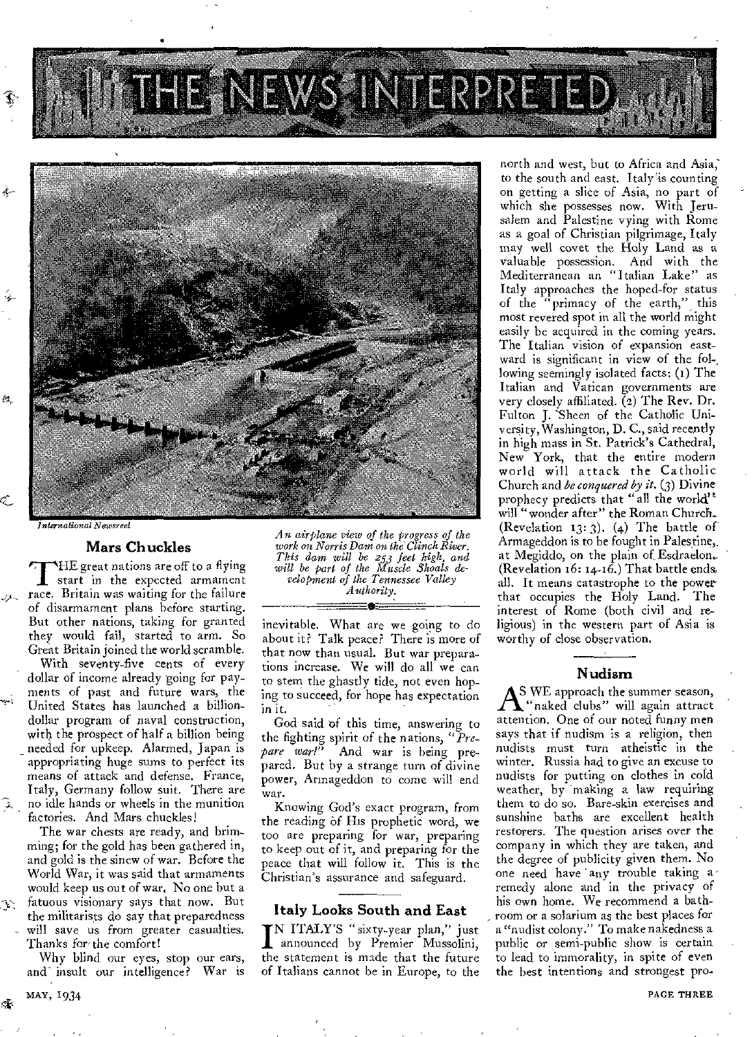# THE NEWS INTERPRETED

International Newsreel

*An airplane view of the progress of the work on Norris Dam on the Clinch River. This dam will be 253 feet high, and will be part of the Muscle Shoals development of the Tennessee Valley Authority.*

## Mars Chuckles

THE great nations are off to a flying start in the expected armament race. Britain was waiting for the failure of disarmament plans before starting. But other nations, taking for granted they would fail, started to arm. So Great Britain joined the world scramble.

With seventy-five cents of every dollar of income already going for payments of past and future wars, the United States has launched a billion-dollar program of naval construction, with the prospect of half a billion being needed for upkeep. Alarmed, Japan is appropriating huge sums to perfect its means of attack and defense. France, Italy, Germany follow suit. There are no idle hands or wheels in the munition factories. And Mars chuckles!

The war chests are ready, and brimming; for the gold has been gathered in, and gold is the sinew of war. Before the World War, it was said that armaments would keep us out of war. No one but a fatuous visionary says that now. But the militarists do say that preparedness will save us from greater casualties. Thanks for the comfort!

Why blind our eyes, stop our ears, and insult our intelligence? War is inevitable. What are we going to do about it? Talk peace? There is more of that now than usual. But war preparations increase. We will do all we can to stem the ghastly tide, not even hoping to succeed, for hope has expectation in it.

God said of this time, answering to the fighting spirit of the nations, "*Prepare war!*" And war is being prepared. But by a strange turn of divine power, Armageddon to come will end war.

Knowing God's exact program, from the reading of His prophetic word, we too are preparing for war, preparing to keep out of it, and preparing for the peace that will follow it. This is the Christian's assurance and safeguard.

## Italy Looks South and East

IN ITALY'S "sixty-year plan," just announced by Premier Mussolini, the statement is made that the future of Italians cannot be in Europe, to the north and west, but to Africa and Asia, to the south and east. Italy is counting on getting a slice of Asia, no part of which she possesses now. With Jerusalem and Palestine vying with Rome as a goal of Christian pilgrimage, Italy may well covet the Holy Land as a valuable possession. And with the Mediterranean an "Italian Lake" as Italy approaches the hoped-for status of the "primacy of the earth," this most revered spot in all the world might easily be acquired in the coming years. The Italian vision of expansion eastward is significant in view of the following seemingly isolated facts: (1) The Italian and Vatican governments are very closely affiliated. (2) The Rev. Dr. Fulton J. Sheen of the Catholic University, Washington, D. C., said recently in high mass in St. Patrick's Cathedral, New York, that the entire modern world will attack the Catholic Church and *be conquered by it.* (3) Divine prophecy predicts that "all the world" will "wonder after" the Roman Church. (Revelation 13:3). (4) The battle of Armageddon is to be fought in Palestine, at Megiddo, on the plain of Esdraelon. (Revelation 16:14-16.) That battle ends all. It means catastrophe to the power that occupies the Holy Land. The interest of Rome (both civil and religious) in the western part of Asia is worthy of close observation.

## Nudism

AS WE approach the summer season, "naked clubs" will again attract attention. One of our noted funny men says that if nudism is a religion, then nudists must turn atheistic in the winter. Russia had to give an excuse to nudists for putting on clothes in cold weather, by making a law requiring them to do so. Bare-skin exercises and sunshine baths are excellent health restorers. The question arises over the company in which they are taken, and the degree of publicity given them. No one need have any trouble taking a remedy alone and in the privacy of his own home. We recommend a bathroom or a solarium as the best places for a "nudist colony." To make nakedness a public or semi-public show is certain to lead to immorality, in spite of even the best intentions and strongest pro-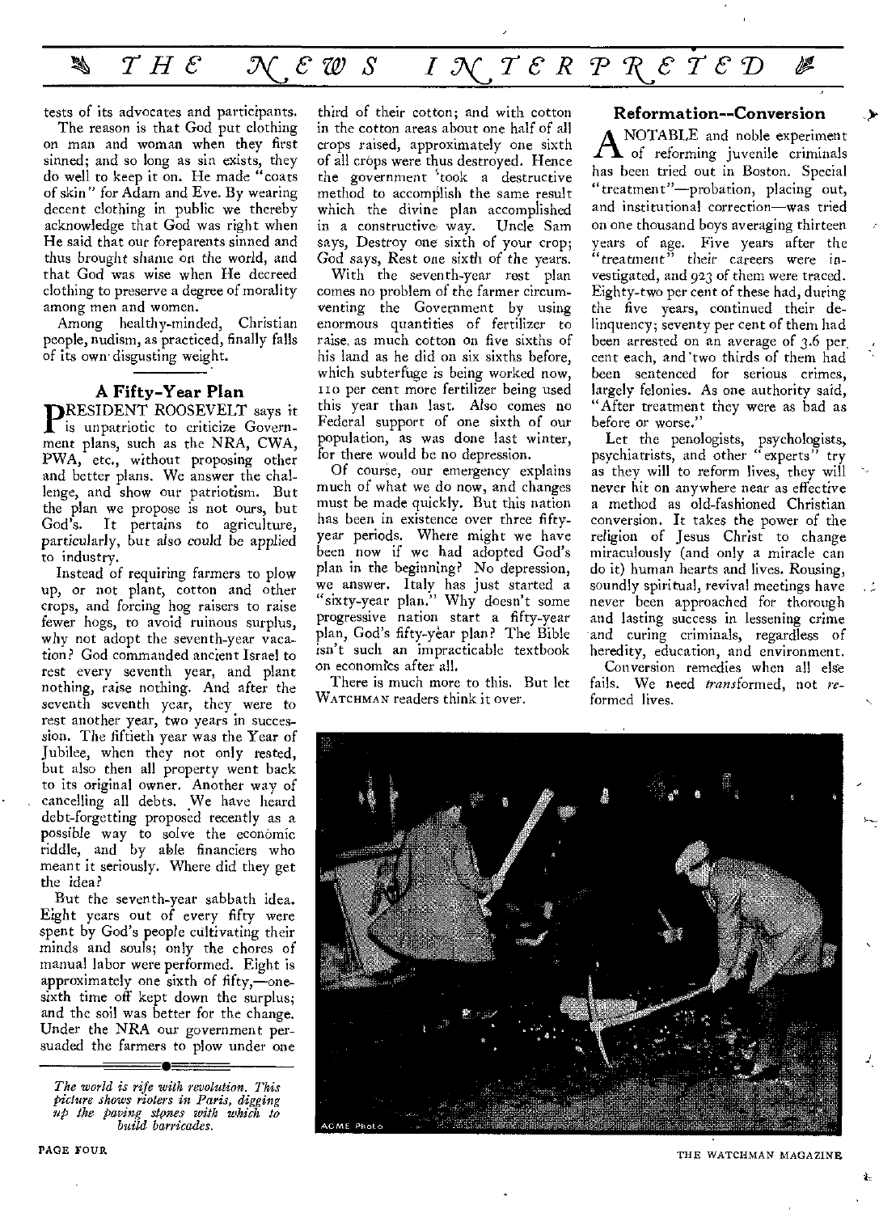tests of its advocates and participants.

The reason is that God put clothing on man and woman when they first sinned; and so long as sin exists, they do well to keep it on. He made "coats of skin" for Adam and Eve. By wearing decent clothing in public we thereby acknowledge that God was right when He said that our foreparents sinned and thus brought shame on the world, and that God was wise when He decreed clothing to preserve a degree of morality among men and women.

Among healthy-minded, Christian people, nudism, as practiced, finally falls of its own disgusting weight.

## A Fifty-Year Plan

PRESIDENT ROOSEVELT says it is unpatriotic to criticize Government plans, such as the NRA, CWA, PWA, etc., without proposing other and better plans. We answer the challenge, and show our patriotism. But the plan we propose is not ours, but God's. It pertains to agriculture, particularly, but also could be applied to industry.

Instead of requiring farmers to plow up, or not plant, cotton and other crops, and forcing hog raisers to raise fewer hogs, to avoid ruinous surplus, why not adopt the seventh-year vacation? God commanded ancient Israel to rest every seventh year, and plant nothing, raise nothing. And after the seventh seventh year, they were to rest another year, two years in succession. The fiftieth year was the Year of Jubilee, when they not only rested, but also then all property went back to its original owner. Another way of cancelling all debts. We have heard debt-forgetting proposed recently as a possible way to solve the economic riddle, and by able financiers who meant it seriously. Where did they get the idea?

But the seventh-year sabbath idea. Eight years out of every fifty were spent by God's people cultivating their minds and souls; only the chores of manual labor were performed. Eight is approximately one sixth of fifty,—one-sixth time off kept down the surplus; and the soil was better for the change. Under the NRA our government persuaded the farmers to plow under one third of their cotton; and with cotton in the cotton areas about one half of all crops raised, approximately one sixth of all crops were thus destroyed. Hence the government took a destructive method to accomplish the same result which the divine plan accomplished in a constructive way. Uncle Sam says, Destroy one sixth of your crop; God says, Rest one sixth of the years.

With the seventh-year rest plan comes no problem of the farmer circumventing the Government by using enormous quantities of fertilizer to raise as much cotton on five sixths of his land as he did on six sixths before, which subterfuge is being worked now, 110 per cent more fertilizer being used this year than last. Also comes no Federal support of one sixth of our population, as was done last winter, for there would be no depression.

Of course, our emergency explains much of what we do now, and changes must be made quickly. But this nation has been in existence over three fifty-year periods. Where might we have been now if we had adopted God's plan in the beginning? No depression, we answer. Italy has just started a "sixty-year plan." Why doesn't some progressive nation start a fifty-year plan, God's fifty-year plan? The Bible isn't such an impracticable textbook on economics after all.

There is much more to this. But let WATCHMAN readers think it over.

## Reformation--Conversion

A NOTABLE and noble experiment of reforming juvenile criminals has been tried out in Boston. Special "treatment"—probation, placing out, and institutional correction—was tried on one thousand boys averaging thirteen years of age. Five years after the "treatment" their careers were investigated, and 923 of them were traced. Eighty-two per cent of these had, during the five years, continued their delinquency; seventy per cent of them had been arrested on an average of 3.6 per cent each, and two thirds of them had been sentenced for serious crimes, largely felonies. As one authority said, "After treatment they were as bad as before or worse."

Let the penologists, psychologists, psychiatrists, and other "experts" try as they will to reform lives, they will never hit on anywhere near as effective a method as old-fashioned Christian conversion. It takes the power of the religion of Jesus Christ to change miraculously (and only a miracle can do it) human hearts and lives. Rousing, soundly spiritual, revival meetings have never been approached for thorough and lasting success in lessening crime and curing criminals, regardless of heredity, education, and environment.

Conversion remedies when all else fails. We need *trans*formed, not *re*formed lives.

*The world is rife with revolution. This picture shows rioters in Paris, digging up the paving stones with which to build barricades.*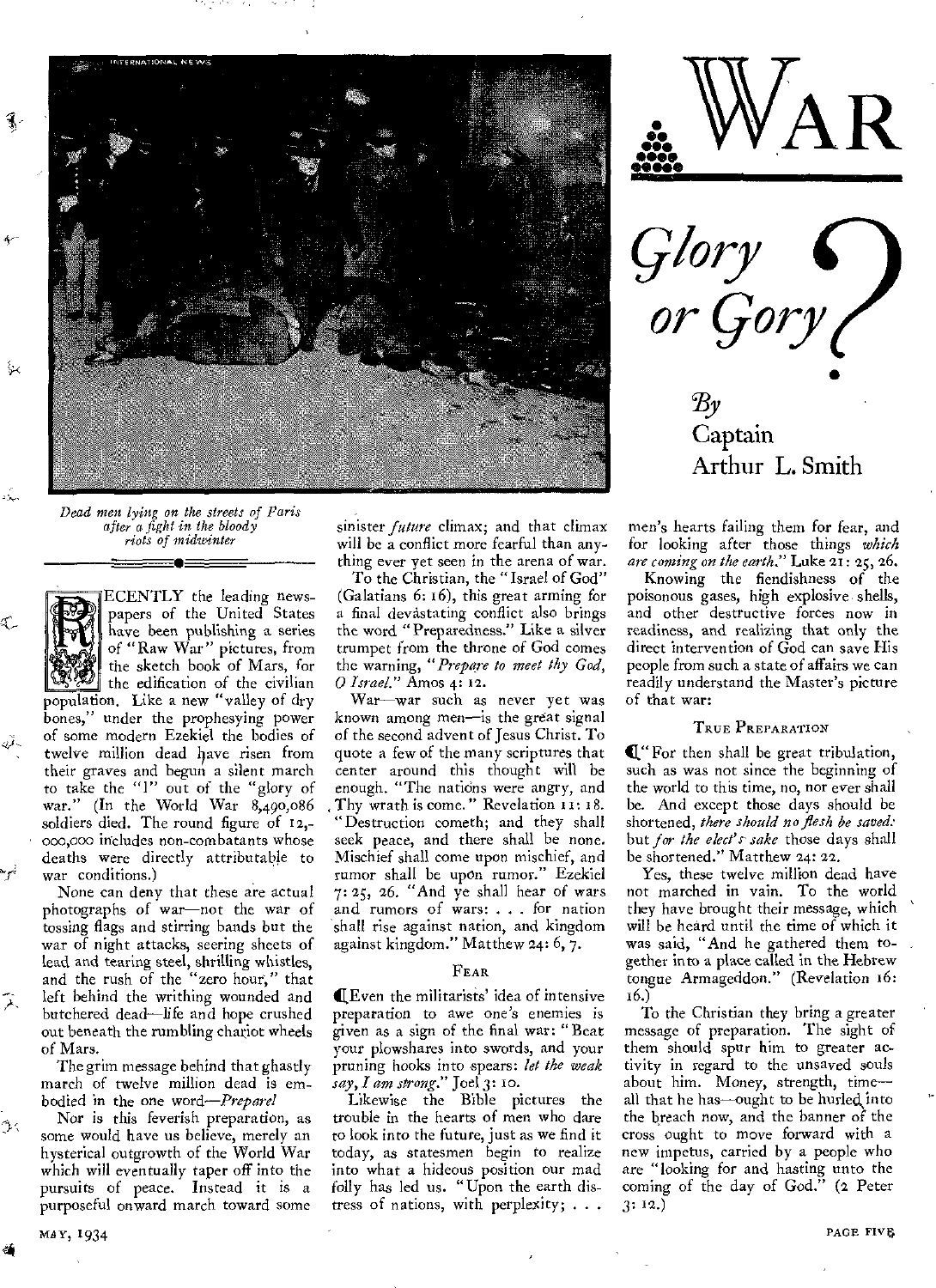# WAR

## *Glory or Gory?*

*By* Captain Arthur L. Smith

*Dead men lying on the streets of Paris after a fight in the bloody riots of midwinter*

RECENTLY the leading newspapers of the United States have been publishing a series of "Raw War" pictures, from the sketch book of Mars, for the edification of the civilian population. Like a new "valley of dry bones," under the prophesying power of some modern Ezekiel the bodies of twelve million dead have risen from their graves and begun a silent march to take the "l" out of the "glory of war." (In the World War 8,490,086 soldiers died. The round figure of 12,000,000 includes non-combatants whose deaths were directly attributable to war conditions.)

None can deny that these are actual photographs of war—not the war of tossing flags and stirring bands but the war of night attacks, searing sheets of lead and tearing steel, shrilling whistles, and the rush of the "zero hour," that left behind the writhing wounded and butchered dead—life and hope crushed out beneath the rumbling chariot wheels of Mars.

The grim message behind that ghastly march of twelve million dead is embodied in the one word—*Prepare!*

Nor is this feverish preparation, as some would have us believe, merely an hysterical outgrowth of the World War which will eventually taper off into the pursuits of peace. Instead it is a purposeful onward march toward some sinister *future* climax; and that climax will be a conflict more fearful than anything ever yet seen in the arena of war.

To the Christian, the "Israel of God" (Galatians 6: 16), this great arming for a final devastating conflict also brings the word "Preparedness." Like a silver trumpet from the throne of God comes the warning, "*Prepare to meet thy God, O Israel.*" Amos 4: 12.

War—war such as never yet was known among men—is the great signal of the second advent of Jesus Christ. To quote a few of the many scriptures that center around this thought will be enough. "The nations were angry, and Thy wrath is come." Revelation 11: 18. "Destruction cometh; and they shall seek peace, and there shall be none. Mischief shall come upon mischief, and rumor shall be upon rumor." Ezekiel 7: 25, 26. "And ye shall hear of wars and rumors of wars: . . . for nation shall rise against nation, and kingdom against kingdom." Matthew 24: 6, 7.

### FEAR

Even the militarists' idea of intensive preparation to awe one's enemies is given as a sign of the final war: "Beat your plowshares into swords, and your pruning hooks into spears: *let the weak say, I am strong.*" Joel 3: 10.

Likewise the Bible pictures the trouble in the hearts of men who dare to look into the future, just as we find it today, as statesmen begin to realize into what a hideous position our mad folly has led us. "Upon the earth distress of nations, with perplexity; . . . men's hearts failing them for fear, and for looking after those things *which are coming on the earth.*" Luke 21: 25, 26.

Knowing the fiendishness of the poisonous gases, high explosive shells, and other destructive forces now in readiness, and realizing that only the direct intervention of God can save His people from such a state of affairs we can readily understand the Master's picture of that war:

### TRUE PREPARATION

"For then shall be great tribulation, such as was not since the beginning of the world to this time, no, nor ever shall be. And except those days should be shortened, *there should no flesh be saved:* but *for the elect's sake* those days shall be shortened." Matthew 24: 22.

Yes, these twelve million dead have not marched in vain. To the world they have brought their message, which will be heard until the time of which it was said, "And he gathered them together into a place called in the Hebrew tongue Armageddon." (Revelation 16: 16.)

To the Christian they bring a greater message of preparation. The sight of them should spur him to greater activity in regard to the unsaved souls about him. Money, strength, time—all that he has—ought to be hurled into the breach now, and the banner of the cross ought to move forward with a new impetus, carried by a people who are "looking for and hasting unto the coming of the day of God." (2 Peter 3: 12.)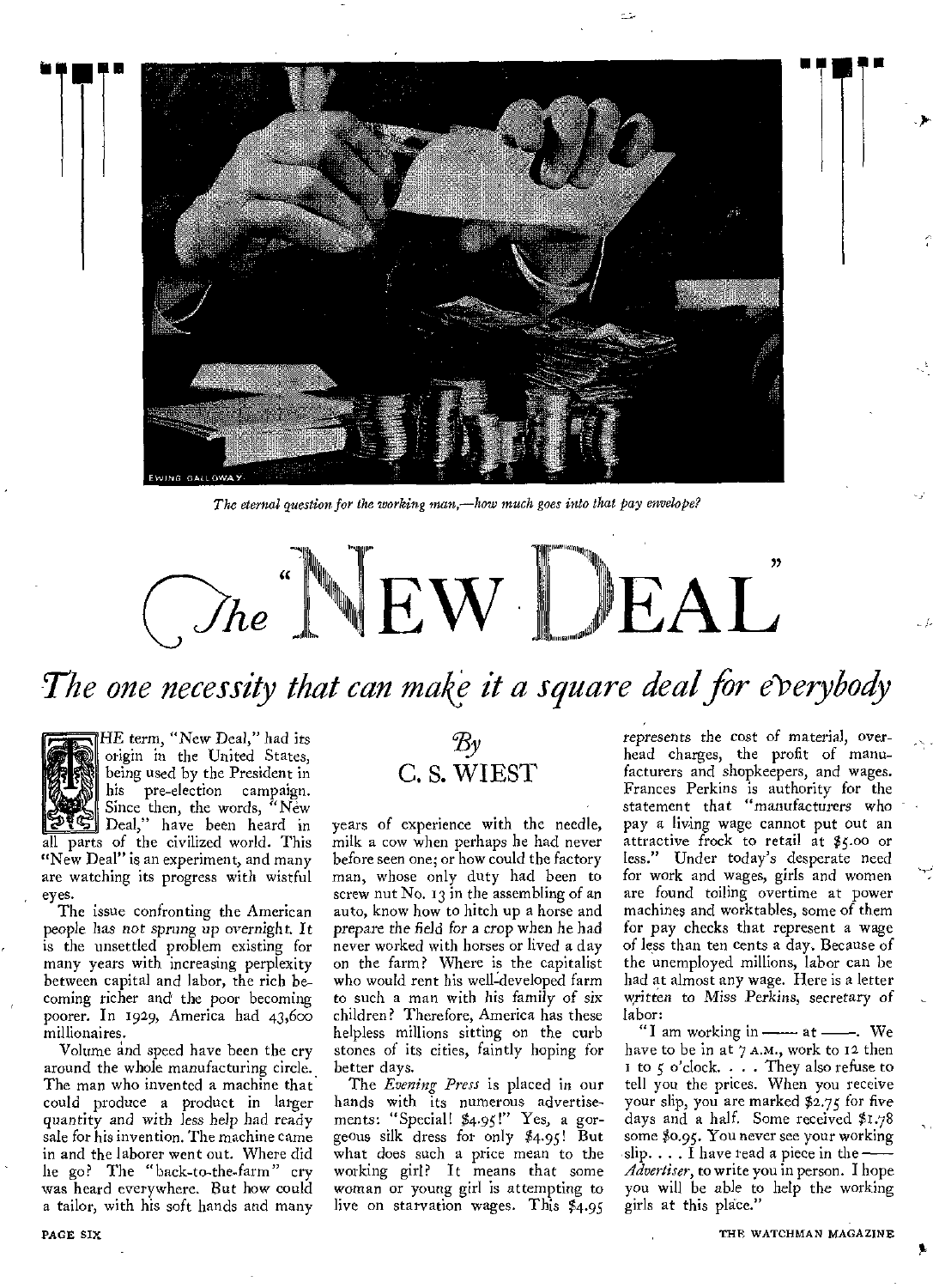*The eternal question for the working man,—how much goes into that pay envelope?*

# The "NEW DEAL"

## *The one necessity that can make it a square deal for everybody*

By C. S. WIEST

THE term, "New Deal," had its origin in the United States, being used by the President in his pre-election campaign. Since then, the words, "New Deal," have been heard in all parts of the civilized world. This "New Deal" is an experiment, and many are watching its progress with wistful eyes.

The issue confronting the American people has *not sprung up overnight.* It is the unsettled problem existing for many years with increasing perplexity between capital and labor, the rich becoming richer and the poor becoming poorer. In 1929, America had 43,600 millionaires.

Volume and speed have been the cry around the whole manufacturing circle. The man who invented a machine that could produce a product in larger quantity and with less help had ready sale for his invention. The machine came in and the laborer went out. Where did he go? The "back-to-the-farm" cry was heard everywhere. But how could a tailor, with his soft hands and many years of experience with the needle, milk a cow when perhaps he had never before seen one; or how could the factory man, whose only duty had been to screw nut No. 13 in the assembling of an auto, know how to hitch up a horse and prepare the field for a crop when he had never worked with horses or lived a day on the farm? Where is the capitalist who would rent his well-developed farm to such a man with his family of six children? Therefore, America has these helpless millions sitting on the curb stones of its cities, faintly hoping for better days.

The *Evening Press* is placed in our hands with its numerous advertisements: "Special! $4.95!" Yes, a gorgeous silk dress for only $4.95! But what does such a price mean to the working girl? It means that some woman or young girl is attempting to live on starvation wages. This $4.95 represents the cost of material, overhead charges, the profit of manufacturers and shopkeepers, and wages. Frances Perkins is authority for the statement that "manufacturers who pay a living wage cannot put out an attractive frock to retail at $5.00 or less." Under today's desperate need for work and wages, girls and women are found toiling overtime at power machines and worktables, some of them for pay checks that represent a wage of less than ten cents a day. Because of the unemployed millions, labor can be had at almost any wage. Here is a letter written to Miss Perkins, secretary of labor:

"I am working in —— at ——. We have to be in at 7 A.M., work to 12 then 1 to 5 o'clock. . . . They also refuse to tell you the prices. When you receive your slip, you are marked $2.75 for five days and a half. Some received $1.78 some $0.95. You never see your working slip. . . . I have read a piece in the —— *Advertiser*, to write you in person. I hope you will be able to help the working girls at this place."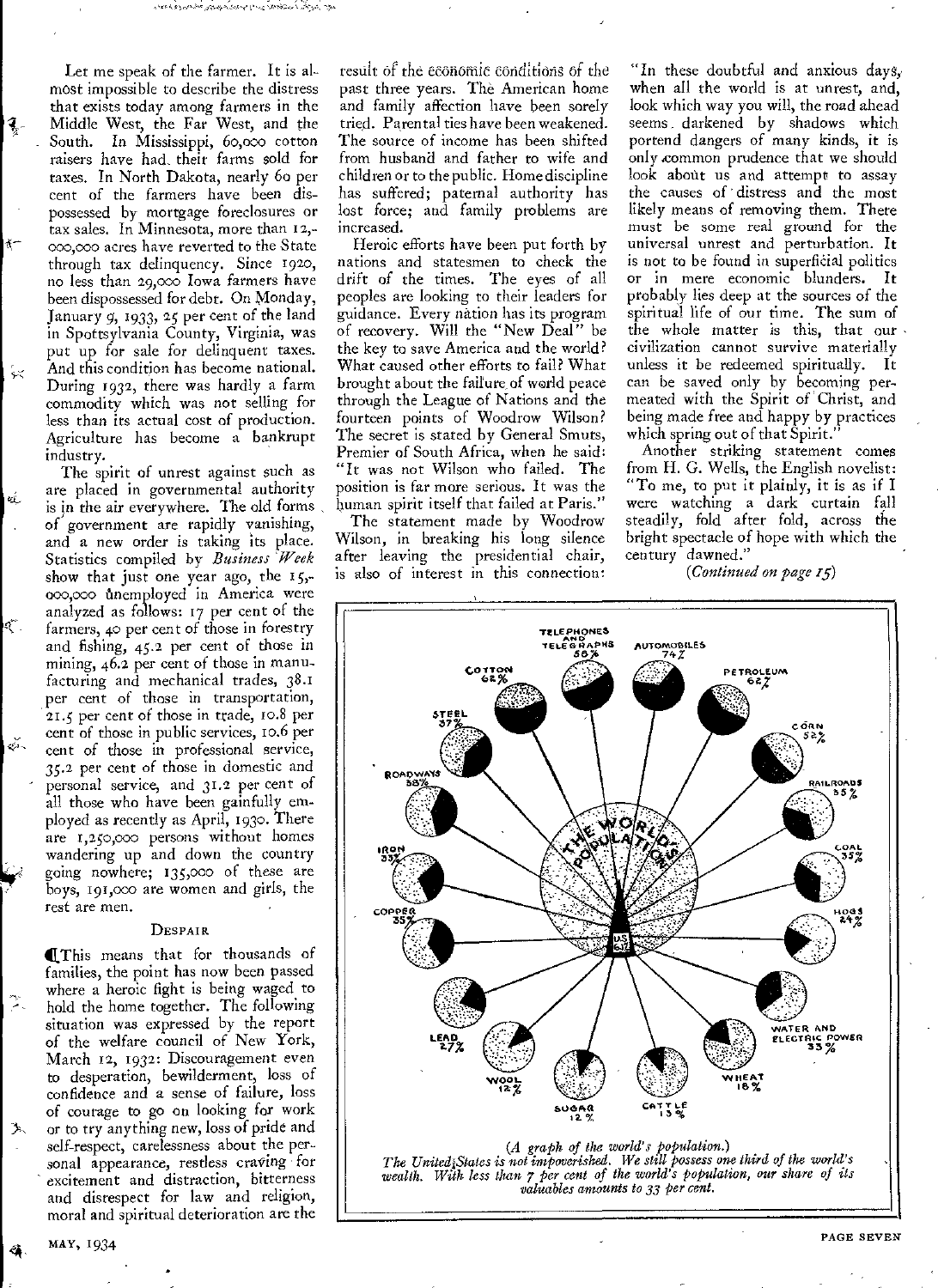Let me speak of the farmer. It is almost impossible to describe the distress that exists today among farmers in the Middle West, the Far West, and the South. In Mississippi, 60,000 cotton raisers have had their farms sold for taxes. In North Dakota, nearly 60 per cent of the farmers have been dispossessed by mortgage foreclosures or tax sales. In Minnesota, more than 12,000,000 acres have reverted to the State through tax delinquency. Since 1920, no less than 29,000 Iowa farmers have been dispossessed for debt. On Monday, January 9, 1933, 25 per cent of the land in Spottsylvania County, Virginia, was put up for sale for delinquent taxes. And this condition has become national. During 1932, there was hardly a farm commodity which was not selling for less than its actual cost of production. Agriculture has become a bankrupt industry.

The spirit of unrest against such as are placed in governmental authority is in the air everywhere. The old forms of government are rapidly vanishing, and a new order is taking its place. Statistics compiled by *Business Week* show that just one year ago, the 15,000,000 unemployed in America were analyzed as follows: 17 per cent of the farmers, 40 per cent of those in forestry and fishing, 45.2 per cent of those in mining, 46.2 per cent of those in manufacturing and mechanical trades, 38.1 per cent of those in transportation, 21.5 per cent of those in trade, 10.8 per cent of those in public services, 10.6 per cent of those in professional service, 35.2 per cent of those in domestic and personal service, and 31.2 per cent of all those who have been gainfully employed as recently as April, 1930. There are 1,250,000 persons without homes wandering up and down the country going nowhere; 135,000 of these are boys, 191,000 are women and girls, the rest are men.

### Despair

This means that for thousands of families, the point has now been passed where a heroic fight is being waged to hold the home together. The following situation was expressed by the report of the welfare council of New York, March 12, 1932: Discouragement even to desperation, bewilderment, loss of confidence and a sense of failure, loss of courage to go on looking for work or to try anything new, loss of pride and self-respect, carelessness about the personal appearance, restless craving for excitement and distraction, bitterness and disrespect for law and religion, moral and spiritual deterioration are the result of the economic conditions of the past three years. The American home and family affection have been sorely tried. Parental ties have been weakened. The source of income has been shifted from husband and father to wife and children or to the public. Home discipline has suffered; paternal authority has lost force; and family problems are increased.

Heroic efforts have been put forth by nations and statesmen to check the drift of the times. The eyes of all peoples are looking to their leaders for guidance. Every nation has its program of recovery. Will the "New Deal" be the key to save America and the world? What caused other efforts to fail? What brought about the failure of world peace through the League of Nations and the fourteen points of Woodrow Wilson? The secret is stated by General Smuts, Premier of South Africa, when he said: "It was not Wilson who failed. The position is far more serious. It was the human spirit itself that failed at Paris."

The statement made by Woodrow Wilson, in breaking his long silence after leaving the presidential chair, is also of interest in this connection: "In these doubtful and anxious days, when all the world is at unrest, and, look which way you will, the road ahead seems darkened by shadows which portend dangers of many kinds, it is only common prudence that we should look about us and attempt to assay the causes of distress and the most likely means of removing them. There must be some real ground for the universal unrest and perturbation. It is not to be found in superficial politics or in mere economic blunders. It probably lies deep at the sources of the spiritual life of our time. The sum of the whole matter is this, that our civilization cannot survive materially unless it be redeemed spiritually. It can be saved only by becoming permeated with the Spirit of Christ, and being made free and happy by practices which spring out of that Spirit."

Another striking statement comes from H. G. Wells, the English novelist: "To me, to put it plainly, it is as if I were watching a dark curtain fall steadily, fold after fold, across the bright spectacle of hope with which the century dawned."

*(Continued on page 15)*

THE WORLD'S POPULATION — U.S. 6½%

Telephones and Telegraphs 58% · Automobiles 74% · Petroleum 62% · Corn 52% · Railroads 35% · Coal 35% · Hogs 24% · Water and Electric Power 33% · Wheat 18% · Cattle 13% · Sugar 12% · Wool 12% · Lead 27% · Copper 35% · Iron 33% · Roadways 38% · Steel 37% · Cotton 62%

(*A graph of the world's population.*)
*The United States is not impoverished. We still possess one third of the world's wealth. With less than 7 per cent of the world's population, our share of its valuables amounts to 33 per cent.*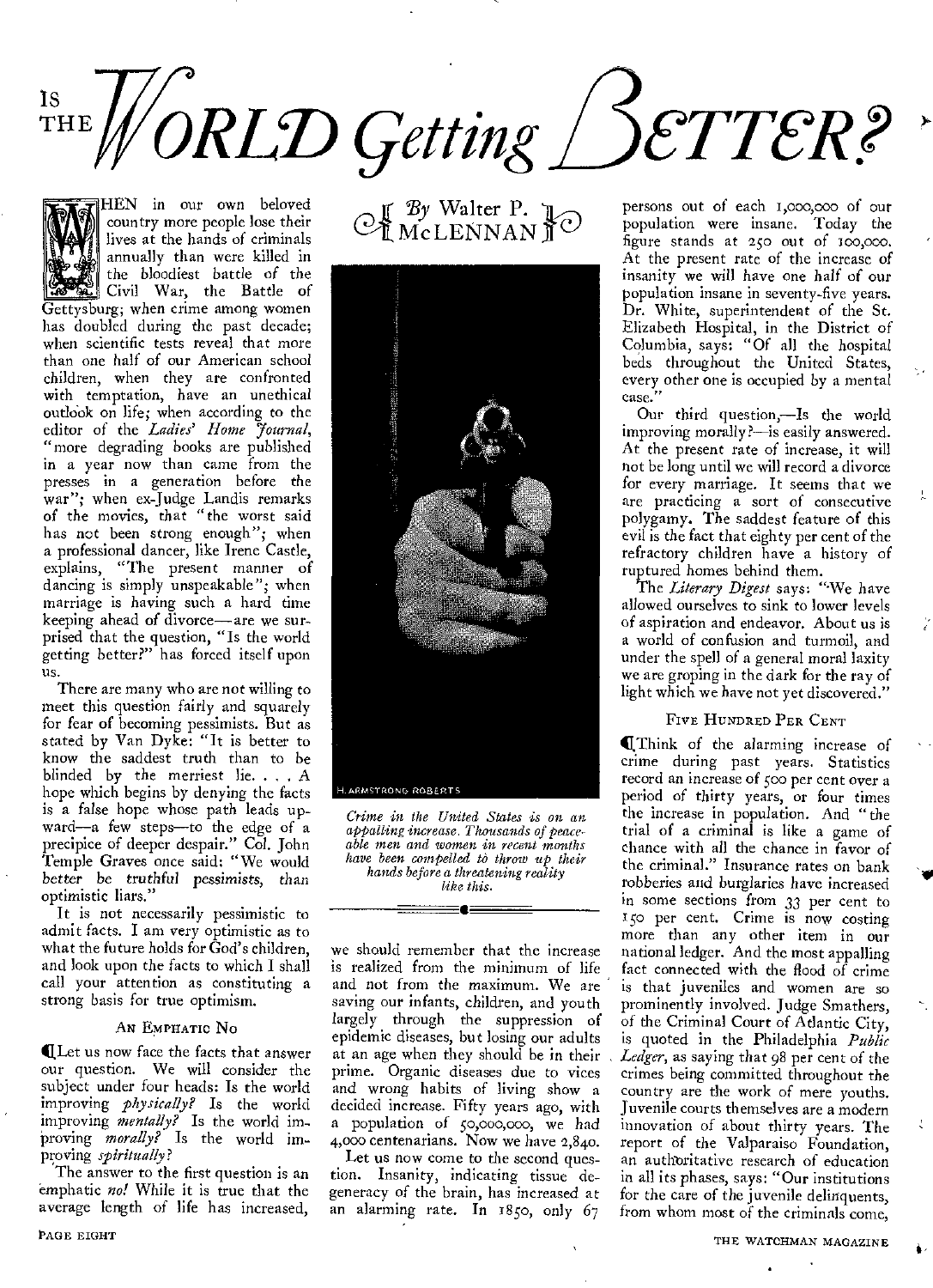# Is the World Getting Better?

By Walter P. McLennan

When in our own beloved country more people lose their lives at the hands of criminals annually than were killed in the bloodiest battle of the Civil War, the Battle of Gettysburg; when crime among women has doubled during the past decade; when scientific tests reveal that more than one half of our American school children, when they are confronted with temptation, have an unethical outlook on life; when according to the editor of the *Ladies' Home Journal*, "more degrading books are published in a year now than came from the presses in a generation before the war"; when ex-Judge Landis remarks of the movies, that "the worst said has not been strong enough"; when a professional dancer, like Irene Castle, explains, "The present manner of dancing is simply unspeakable"; when marriage is having such a hard time keeping ahead of divorce—are we surprised that the question, "Is the world getting better?" has forced itself upon us.

There are many who are not willing to meet this question fairly and squarely for fear of becoming pessimists. But as stated by Van Dyke: "It is better to know the saddest truth than to be blinded by the merriest lie. . . . A hope which begins by denying the facts is a false hope whose path leads upward—a few steps—to the edge of a precipice of deeper despair." Col. John Temple Graves once said: "We would better be truthful pessimists, than optimistic liars."

It is not necessarily pessimistic to admit facts. I am very optimistic as to what the future holds for God's children, and look upon the facts to which I shall call your attention as constituting a strong basis for true optimism.

### An Emphatic No

Let us now face the facts that answer our question. We will consider the subject under four heads: Is the world improving *physically?* Is the world improving *mentally?* Is the world improving *morally?* Is the world improving *spiritually?*

The answer to the first question is an emphatic *no!* While it is true that the average length of life has increased, we should remember that the increase is realized from the minimum of life and not from the maximum. We are saving our infants, children, and youth largely through the suppression of epidemic diseases, but losing our adults at an age when they should be in their prime. Organic diseases due to vices and wrong habits of living show a decided increase. Fifty years ago, with a population of 50,000,000, we had 4,000 centenarians. Now we have 2,840.

*Crime in the United States is on an appalling increase. Thousands of peaceable men and women in recent months have been compelled to throw up their hands before a threatening reality like this.*

Let us now come to the second question. Insanity, indicating tissue degeneracy of the brain, has increased at an alarming rate. In 1850, only 67 persons out of each 1,000,000 of our population were insane. Today the figure stands at 250 out of 100,000. At the present rate of the increase of insanity we will have one half of our population insane in seventy-five years. Dr. White, superintendent of the St. Elizabeth Hospital, in the District of Columbia, says: "Of all the hospital beds throughout the United States, every other one is occupied by a mental case."

Our third question,—Is the world improving morally?—is easily answered. At the present rate of increase, it will not be long until we will record a divorce for every marriage. It seems that we are practicing a sort of consecutive polygamy. The saddest feature of this evil is the fact that eighty per cent of the refractory children have a history of ruptured homes behind them.

The *Literary Digest* says: "We have allowed ourselves to sink to lower levels of aspiration and endeavor. About us is a world of confusion and turmoil, and under the spell of a general moral laxity we are groping in the dark for the ray of light which we have not yet discovered."

### Five Hundred Per Cent

Think of the alarming increase of crime during past years. Statistics record an increase of 500 per cent over a period of thirty years, or four times the increase in population. And "the trial of a criminal is like a game of chance with all the chance in favor of the criminal." Insurance rates on bank robberies and burglaries have increased in some sections from 33 per cent to 150 per cent. Crime is now costing more than any other item in our national ledger. And the most appalling fact connected with the flood of crime is that juveniles and women are so prominently involved. Judge Smathers, of the Criminal Court of Atlantic City, is quoted in the Philadelphia *Public Ledger*, as saying that 98 per cent of the crimes being committed throughout the country are the work of mere youths. Juvenile courts themselves are a modern innovation of about thirty years. The report of the Valparaiso Foundation, an authoritative research of education in all its phases, says: "Our institutions for the care of the juvenile delinquents, from whom most of the criminals come,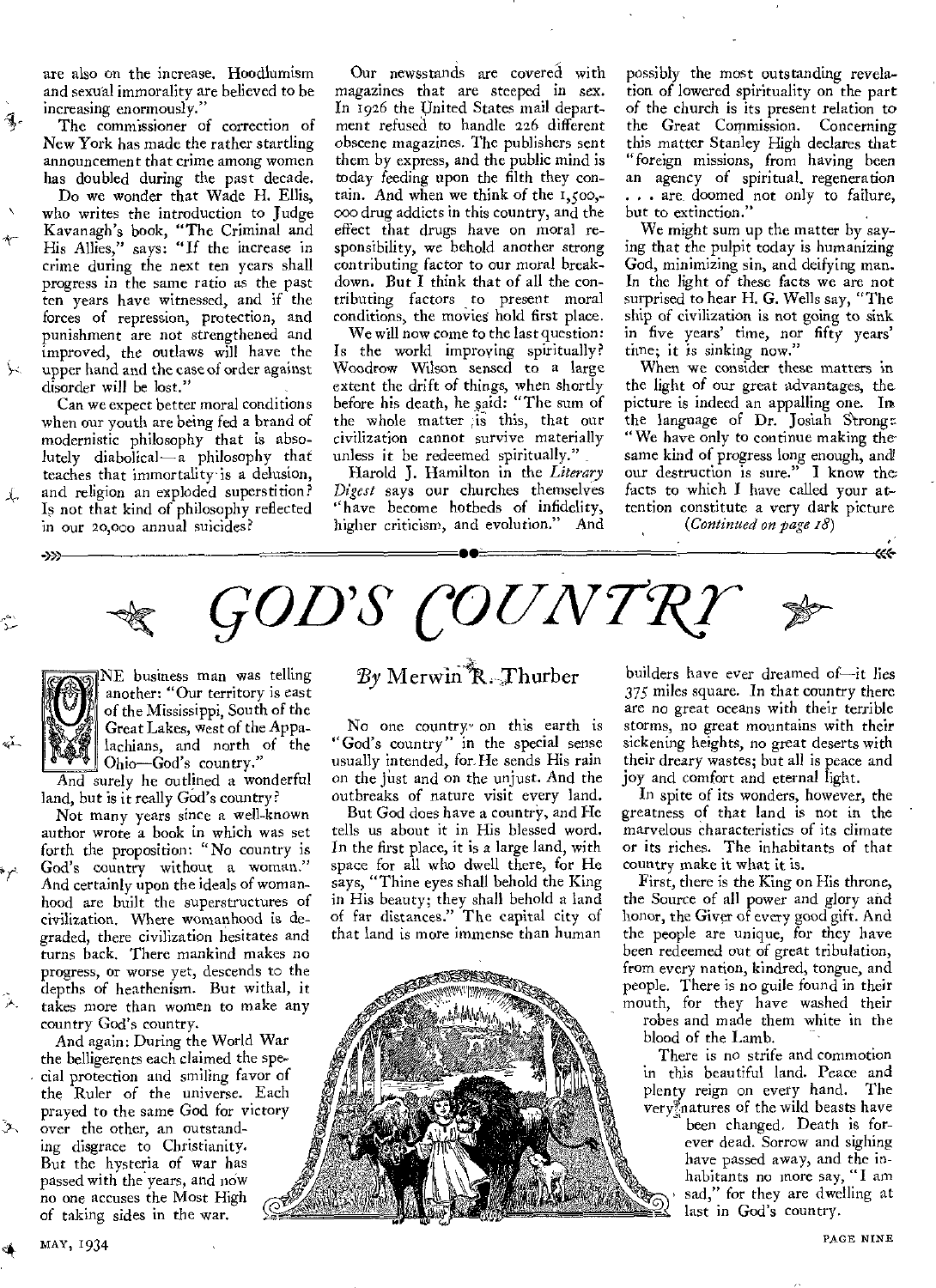are also on the increase. Hoodlumism and sexual immorality are believed to be increasing enormously."

The commissioner of correction of New York has made the rather startling announcement that crime among women has doubled during the past decade.

Do we wonder that Wade H. Ellis, who writes the introduction to Judge Kavanagh's book, "The Criminal and His Allies," says: "If the increase in crime during the next ten years shall progress in the same ratio as the past ten years have witnessed, and if the forces of repression, protection, and punishment are not strengthened and improved, the outlaws will have the upper hand and the case of order against disorder will be lost."

Can we expect better moral conditions when our youth are being fed a brand of modernistic philosophy that is absolutely diabolical—a philosophy that teaches that immortality is a delusion, and religion an exploded superstition? Is not that kind of philosophy reflected in our 20,000 annual suicides?

Our newsstands are covered with magazines that are steeped in sex. In 1926 the United States mail department refused to handle 226 different obscene magazines. The publishers sent them by express, and the public mind is today feeding upon the filth they contain. And when we think of the 1,500,000 drug addicts in this country, and the effect that drugs have on moral responsibility, we behold another strong contributing factor to our moral breakdown. But I think that of all the contributing factors to present moral conditions, the movies hold first place.

We will now come to the last question: Is the world improving spiritually? Woodrow Wilson sensed to a large extent the drift of things, when shortly before his death, he said: "The sum of the whole matter is this, that our civilization cannot survive materially unless it be redeemed spiritually."

Harold J. Hamilton in the *Literary Digest* says our churches themselves "have become hotbeds of infidelity, higher criticism, and evolution." And possibly the most outstanding revelation of lowered spirituality on the part of the church is its present relation to the Great Commission. Concerning this matter Stanley High declares that "foreign missions, from having been an agency of spiritual regeneration . . . are doomed not only to failure, but to extinction."

We might sum up the matter by saying that the pulpit today is humanizing God, minimizing sin, and deifying man. In the light of these facts we are not surprised to hear H. G. Wells say, "The ship of civilization is not going to sink in five years' time, nor fifty years' time; it is sinking now."

When we consider these matters in the light of our great advantages, the picture is indeed an appalling one. In the language of Dr. Josiah Strong: "We have only to continue making the same kind of progress long enough, and our destruction is sure." I know the facts to which I have called your attention constitute a very dark picture

*(Continued on page 18)*

# GOD'S COUNTRY

*By* Merwin R. Thurber

ONE business man was telling another: "Our territory is east of the Mississippi, South of the Great Lakes, west of the Appalachians, and north of the Ohio—God's country."

And surely he outlined a wonderful land, but is it really God's country?

Not many years since a well-known author wrote a book in which was set forth the proposition: "No country is God's country without a woman." And certainly upon the ideals of womanhood are built the superstructures of civilization. Where womanhood is degraded, there civilization hesitates and turns back. There mankind makes no progress, or worse yet, descends to the depths of heathenism. But withal, it takes more than women to make any country God's country.

And again: During the World War the belligerents each claimed the special protection and smiling favor of the Ruler of the universe. Each prayed to the same God for victory over the other, an outstanding disgrace to Christianity. But the hysteria of war has passed with the years, and now no one accuses the Most High of taking sides in the war.

No one country on this earth is "God's country" in the special sense usually intended, for He sends His rain on the just and on the unjust. And the outbreaks of nature visit every land.

But God does have a country, and He tells us about it in His blessed word. In the first place, it is a large land, with space for all who dwell there, for He says, "Thine eyes shall behold the King in His beauty; they shall behold a land of far distances." The capital city of that land is more immense than human builders have ever dreamed of—it lies 375 miles square. In that country there are no great oceans with their terrible storms, no great mountains with their sickening heights, no great deserts with their dreary wastes; but all is peace and joy and comfort and eternal light.

In spite of its wonders, however, the greatness of that land is not in the marvelous characteristics of its climate or its riches. The inhabitants of that country make it what it is.

First, there is the King on His throne, the Source of all power and glory and honor, the Giver of every good gift. And the people are unique, for they have been redeemed out of great tribulation, from every nation, kindred, tongue, and people. There is no guile found in their mouth, for they have washed their robes and made them white in the blood of the Lamb.

There is no strife and commotion in this beautiful land. Peace and plenty reign on every hand. The very natures of the wild beasts have been changed. Death is forever dead. Sorrow and sighing have passed away, and the inhabitants no more say, "I am sad," for they are dwelling at last in God's country.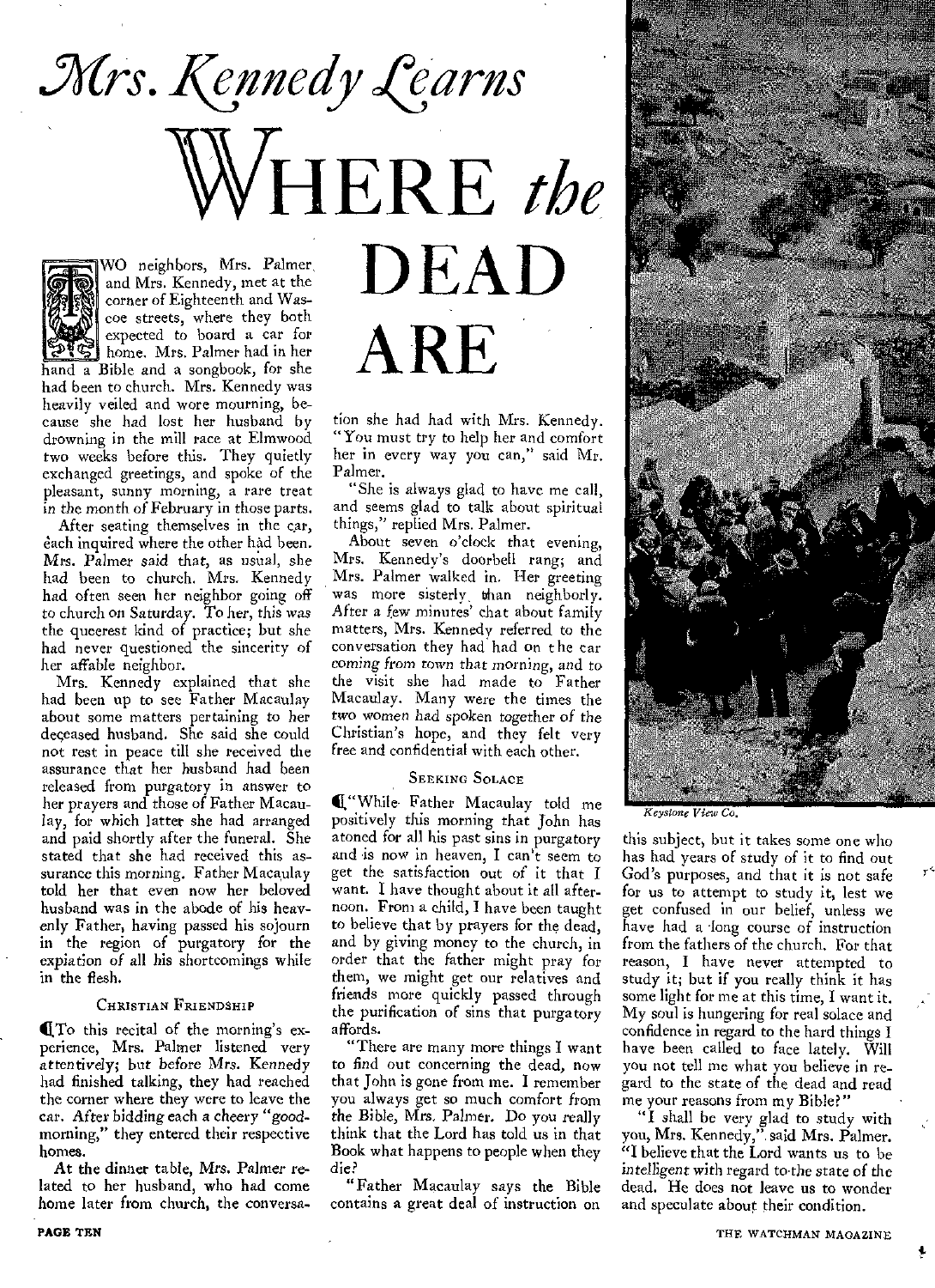# *Mrs. Kennedy Learns* WHERE *the* DEAD ARE

TWO neighbors, Mrs. Palmer and Mrs. Kennedy, met at the corner of Eighteenth and Wascoe streets, where they both expected to board a car for home. Mrs. Palmer had in her hand a Bible and a songbook, for she had been to church. Mrs. Kennedy was heavily veiled and wore mourning, because she had lost her husband by drowning in the mill race at Elmwood two weeks before this. They quietly exchanged greetings, and spoke of the pleasant, sunny morning, a rare treat in the month of February in those parts.

After seating themselves in the car, each inquired where the other had been. Mrs. Palmer said that, as usual, she had been to church. Mrs. Kennedy had often seen her neighbor going off to church on Saturday. To her, this was the queerest kind of practice; but she had never questioned the sincerity of her affable neighbor.

Mrs. Kennedy explained that she had been up to see Father Macaulay about some matters pertaining to her deceased husband. She said she could not rest in peace till she received the assurance that her husband had been released from purgatory in answer to her prayers and those of Father Macaulay, for which latter she had arranged and paid shortly after the funeral. She stated that she had received this assurance this morning. Father Macaulay told her that even now her beloved husband was in the abode of his heavenly Father, having passed his sojourn in the region of purgatory for the expiation of all his shortcomings while in the flesh.

### Christian Friendship

To this recital of the morning's experience, Mrs. Palmer listened very attentively; but before Mrs. Kennedy had finished talking, they had reached the corner where they were to leave the car. After bidding each a cheery "good-morning," they entered their respective homes.

At the dinner table, Mrs. Palmer related to her husband, who had come home later from church, the conversation she had had with Mrs. Kennedy. "You must try to help her and comfort her in every way you can," said Mr. Palmer.

"She is always glad to have me call, and seems glad to talk about spiritual things," replied Mrs. Palmer.

About seven o'clock that evening, Mrs. Kennedy's doorbell rang; and Mrs. Palmer walked in. Her greeting was more sisterly than neighborly. After a few minutes' chat about family matters, Mrs. Kennedy referred to the conversation they had had on the car coming from town that morning, and to the visit she had made to Father Macaulay. Many were the times the two women had spoken together of the Christian's hope, and they felt very free and confidential with each other.

### Seeking Solace

"While Father Macaulay told me positively this morning that John has atoned for all his past sins in purgatory and is now in heaven, I can't seem to get the satisfaction out of it that I want. I have thought about it all afternoon. From a child, I have been taught to believe that by prayers for the dead, and by giving money to the church, in order that the father might pray for them, we might get our relatives and friends more quickly passed through the purification of sins that purgatory affords.

"There are many more things I want to find out concerning the dead, now that John is gone from me. I remember you always get so much comfort from the Bible, Mrs. Palmer. Do you really think that the Lord has told us in that Book what happens to people when they die?

"Father Macaulay says the Bible contains a great deal of instruction on this subject, but it takes some one who has had years of study of it to find out God's purposes, and that it is not safe for us to attempt to study it, lest we get confused in our belief, unless we have had a long course of instruction from the fathers of the church. For that reason, I have never attempted to study it; but if you really think it has some light for me at this time, I want it. My soul is hungering for real solace and confidence in regard to the hard things I have been called to face lately. Will you not tell me what you believe in regard to the state of the dead and read me your reasons from my Bible?"

"I shall be very glad to study with you, Mrs. Kennedy," said Mrs. Palmer. "I believe that the Lord wants us to be *intelligent* with regard to the state of the dead. He does not leave us to wonder and speculate about their condition.

*Keystone View Co.*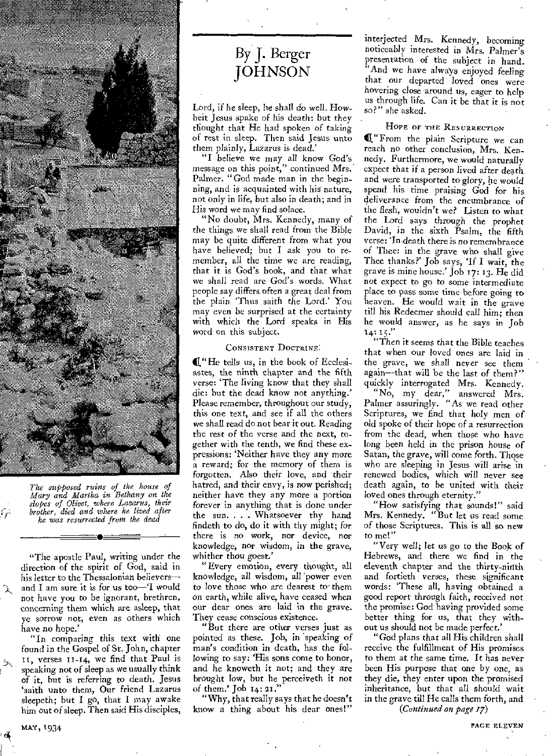*The supposed ruins of the house of Mary and Martha in Bethany on the slopes of Olivet, where Lazarus, their brother, died and where he lived after he was resurrected from the dead*

"The apostle Paul, writing under the direction of the spirit of God, said in his letter to the Thessalonian believers—and I am sure it is for us too—'I would not have you to be ignorant, brethren, concerning them which are asleep, that ye sorrow not, even as others which have no hope.'

"In comparing this text with one found in the Gospel of St. John, chapter 11, verses 11-14, we find that Paul is speaking not of sleep as we usually think of it, but is referring to death. Jesus 'saith unto them, Our friend Lazarus sleepeth; but I go, that I may awake him out of sleep. Then said His disciples,

By J. Berger JOHNSON

Lord, if he sleep, he shall do well. Howbeit Jesus spake of his death: but they thought that He had spoken of taking of rest in sleep. Then said Jesus unto them plainly, Lazarus is dead.'

"I believe we may all know God's message on this point," continued Mrs. Palmer. "God made man in the beginning, and is acquainted with his nature, not only in life, but also in death; and in His word we may find solace.

"No doubt, Mrs. Kennedy, many of the things we shall read from the Bible may be quite different from what you have believed; but I ask you to remember, all the time we are reading, that it is God's book, and that what we shall read are God's words. What people say differs often a great deal from the plain 'Thus saith the Lord.' You may even be surprised at the certainty with which the Lord speaks in His word on this subject.

### Consistent Doctrine

"He tells us, in the book of Ecclesiastes, the ninth chapter and the fifth verse: 'The living know that they shall die: but the dead know not anything.' Please remember, throughout our study, this one text, and see if all the others we shall read do not bear it out. Reading the rest of the verse and the next, together with the tenth, we find these expressions: 'Neither have they any more a reward; for the memory of them is forgotten. Also their love, and their hatred, and their envy, is now perished; neither have they any more a portion forever in anything that is done under the sun. . . . Whatsoever thy hand findeth to do, do it with thy might; for there is no work, nor device, nor knowledge, nor wisdom, in the grave, whither thou goest.'

"Every emotion, every thought, all knowledge, all wisdom, all power even to love those who are dearest to them on earth, while alive, have ceased when our dear ones are laid in the grave. They cease conscious existence.

"But there are other verses just as pointed as these. Job, in speaking of man's condition in death, has the following to say: 'His sons come to honor, and he knoweth it not; and they are brought low, but he perceiveth it not of them.' Job 14:21."

"Why, that really says that he doesn't know a thing about his dear ones!" interjected Mrs. Kennedy, becoming noticeably interested in Mrs. Palmer's presentation of the subject in hand. "And we have always enjoyed feeling that our departed loved ones were hovering close around us, eager to help us through life. Can it be that it is not so?" she asked.

### Hope of the Resurrection

"From the plain Scripture we can reach no other conclusion, Mrs. Kennedy. Furthermore, we would naturally expect that if a person lived after death and were transported to glory, he would spend his time praising God for his deliverance from the encumbrance of the flesh, wouldn't we? Listen to what the Lord says through the prophet David, in the sixth Psalm, the fifth verse: 'In death there is no remembrance of Thee: in the grave who shall give Thee thanks?' Job says, 'If I wait, the grave is mine house.' Job 17:13. He did not expect to go to some intermediate place to pass some time before going to heaven. He would wait in the grave till his Redeemer should call him; then he would answer, as he says in Job 14:15."

"Then it seems that the Bible teaches that when our loved ones are laid in the grave, we shall never see them again—that will be the last of them?" quickly interrogated Mrs. Kennedy.

"No, my dear," answered Mrs. Palmer assuringly. "As we read other Scriptures, we find that holy men of old spoke of their hope of a resurrection from the dead, when those who have long been held in the prison house of Satan, the grave, will come forth. Those who are sleeping in Jesus will arise in renewed bodies, which will never see death again, to be united with their loved ones through eternity."

"How satisfying that sounds!" said Mrs. Kennedy. "But let us read some of those Scriptures. This is all so new to me!"

"Very well; let us go to the Book of Hebrews, and there we find in the eleventh chapter and the thirty-ninth and fortieth verses, these significant words: 'These all, having obtained a good report through faith, received not the promise: God having provided some better thing for us, that they without us should not be made perfect.'

"God plans that all His children shall receive the fulfillment of His promises to them at the same time. It has never been His purpose that one by one, as they die, they enter upon the promised inheritance, but that all should wait in the grave till He calls them forth, and

*(Continued on page 17)*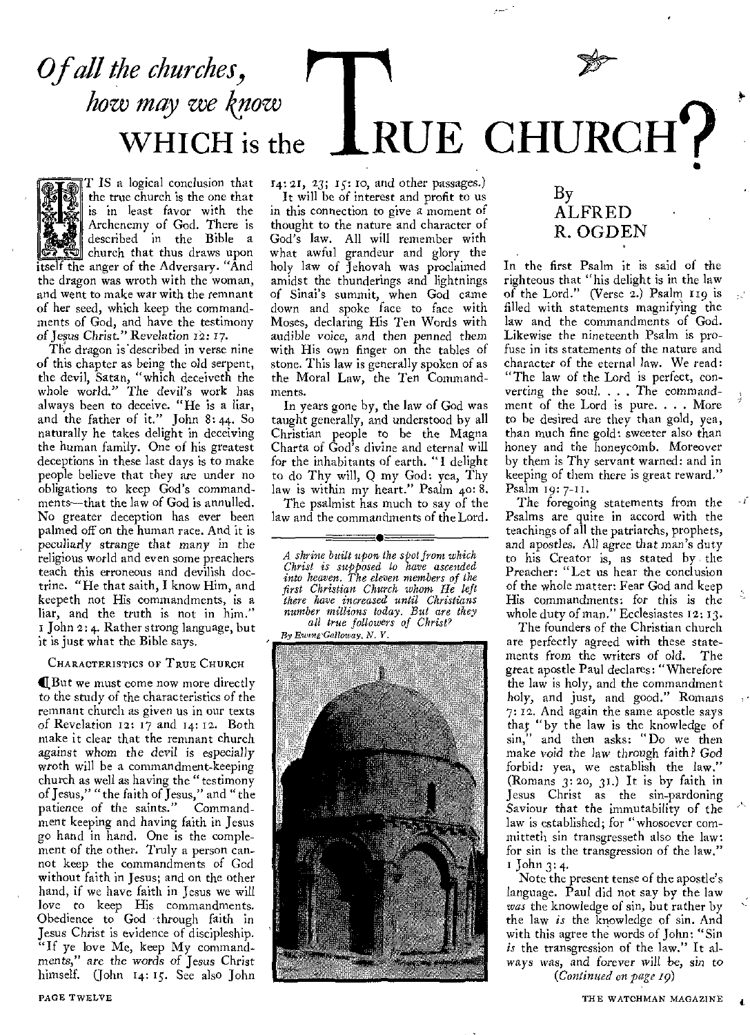# *Of all the churches, how may we know* WHICH is the TRUE CHURCH?

By ALFRED R. OGDEN

IT IS a logical conclusion that the true church is the one that is in least favor with the Archenemy of God. There is described in the Bible a church that thus draws upon itself the anger of the Adversary. "And the dragon was wroth with the woman, and went to make war with the remnant of her seed, which keep the commandments of God, and have the testimony of Jesus Christ." Revelation 12: 17.

The dragon is described in verse nine of this chapter as being the old serpent, the devil, Satan, "which deceiveth the whole world." The devil's work has always been to deceive. "He is a liar, and the father of it." John 8: 44. So naturally he takes delight in deceiving the human family. One of his greatest deceptions in these last days is to make people believe that they are under no obligations to keep God's commandments—that the law of God is annulled. No greater deception has ever been palmed off on the human race. And it is peculiarly strange that many in the religious world and even some preachers teach this erroneous and devilish doctrine. "He that saith, I know Him, and keepeth not His commandments, is a liar, and the truth is not in him." 1 John 2: 4. Rather strong language, but it is just what the Bible says.

## CHARACTERISTICS OF TRUE CHURCH

But we must come now more directly to the study of the characteristics of the remnant church as given us in our texts of Revelation 12: 17 and 14: 12. Both make it clear that the remnant church against whom the devil is especially wroth will be a commandment-keeping church as well as having the "testimony of Jesus," "the faith of Jesus," and "the patience of the saints." Commandment keeping and having faith in Jesus go hand in hand. One is the complement of the other. Truly a person cannot keep the commandments of God without faith in Jesus; and on the other hand, if we have faith in Jesus we will love to keep His commandments. Obedience to God through faith in Jesus Christ is evidence of discipleship. "If ye love Me, keep My commandments," are the words of Jesus Christ himself. (John 14: 15. See also John 14: 21, 23; 15: 10, and other passages.)

It will be of interest and profit to us in this connection to give a moment of thought to the nature and character of God's law. All will remember with what awful grandeur and glory the holy law of Jehovah was proclaimed amidst the thunderings and lightnings of Sinai's summit, when God came down and spoke face to face with Moses, declaring His Ten Words with audible voice, and then penned them with His own finger on the tables of stone. This law is generally spoken of as the Moral Law, the Ten Commandments.

In years gone by, the law of God was taught generally, and understood by all Christian people to be the Magna Charta of God's divine and eternal will for the inhabitants of earth. "I delight to do Thy will, O my God: yea, Thy law is within my heart." Psalm 40: 8.

The psalmist has much to say of the law and the commandments of the Lord.

*A shrine built upon the spot from which Christ is supposed to have ascended into heaven. The eleven members of the first Christian Church whom He left there have increased until Christians number millions today. But are they all true followers of Christ?*

*By Ewing Galloway, N. Y.*

In the first Psalm it is said of the righteous that "his delight is in the law of the Lord." (Verse 2.) Psalm 119 is filled with statements magnifying the law and the commandments of God. Likewise the nineteenth Psalm is profuse in its statements of the nature and character of the eternal law. We read: "The law of the Lord is perfect, converting the soul. . . . The commandment of the Lord is pure. . . . More to be desired are they than gold, yea, than much fine gold: sweeter also than honey and the honeycomb. Moreover by them is Thy servant warned: and in keeping of them there is great reward." Psalm 19: 7-11.

The foregoing statements from the Psalms are quite in accord with the teachings of all the patriarchs, prophets, and apostles. All agree that man's duty to his Creator is, as stated by the Preacher: "Let us hear the conclusion of the whole matter: Fear God and keep His commandments: for this is the whole duty of man." Ecclesiastes 12: 13.

The founders of the Christian church are perfectly agreed with these statements from the writers of old. The great apostle Paul declares: "Wherefore the law is holy, and the commandment holy, and just, and good." Romans 7: 12. And again the same apostle says that "by the law is the knowledge of sin," and then asks: "Do we then make void the law through faith? God forbid: yea, we establish the law." (Romans 3: 20, 31.) It is by faith in Jesus Christ as the sin-pardoning Saviour that the immutability of the law is established; for "whosoever committeth sin transgresseth also the law: for sin is the transgression of the law." 1 John 3: 4.

Note the present tense of the apostle's language. Paul did not say by the law *was* the knowledge of sin, but rather by the law *is* the knowledge of sin. And with this agree the words of John: "Sin *is* the transgression of the law." It always was, and forever will be, sin to

*(Continued on page 19)*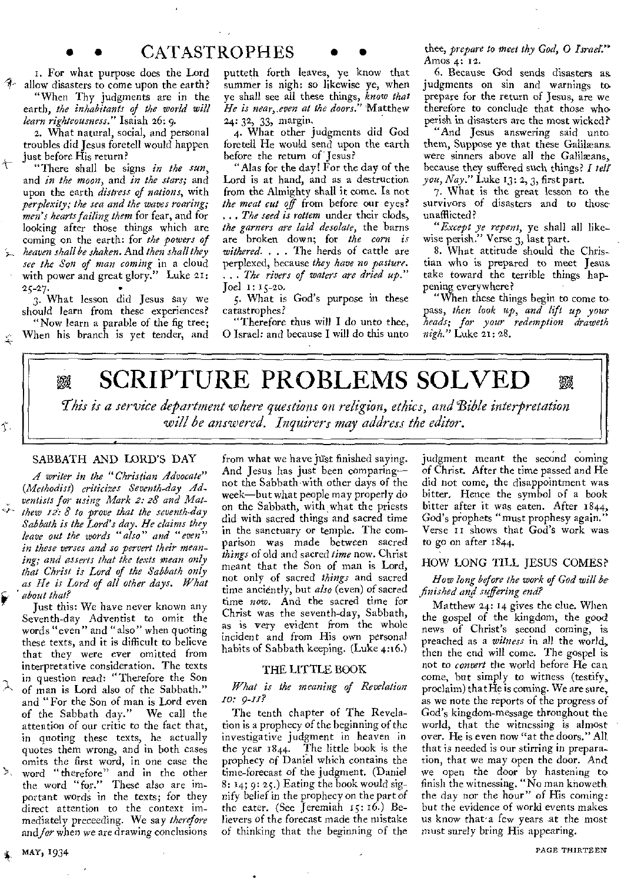# CATASTROPHES

1. For what purpose does the Lord allow disasters to come upon the earth?

"When Thy judgments are in the earth, *the inhabitants of the world will learn righteousness.*" Isaiah 26: 9.

2. What natural, social, and personal troubles did Jesus foretell would happen just before His return?

"There shall be signs *in the sun*, and *in the moon*, and *in the stars*; and upon the earth *distress of nations*, with *perplexity; the sea and the waves roaring; men's hearts failing them* for fear, and for looking after those things which are coming on the earth: for *the powers of heaven shall be shaken*. And *then shall they see the Son of man coming* in a cloud with power and great glory." Luke 21: 25-27.

3. What lesson did Jesus say we should learn from these experiences?

"Now learn a parable of the fig tree; When his branch is yet tender, and putteth forth leaves, ye know that summer is nigh: so likewise ye, when ye shall see all these things, *know that He is near, even at the doors.*" Matthew 24: 32, 33, margin.

4. What other judgments did God foretell He would send upon the earth before the return of Jesus?

"Alas for the day! For the day of the Lord is at hand, and as a destruction from the Almighty shall it come. Is not *the meat cut off* from before our eyes? . . . *The seed is rotten* under their clods, *the garners are laid desolate*, the barns are broken down; for *the corn is withered*. . . . The herds of cattle are perplexed, because *they have no pasture*. . . . *The rivers of waters are dried up*." Joel 1: 15-20.

5. What is God's purpose in these catastrophes?

"Therefore thus will I do unto thee, O Israel: and because I will do this unto thee, *prepare to meet thy God, O Israel*." Amos 4: 12.

6. Because God sends disasters as judgments on sin and warnings to prepare for the return of Jesus, are we therefore to conclude that those who perish in disasters are the most wicked?

"And Jesus answering said unto them, Suppose ye that these Galilæans were sinners above all the Galilæans, because they suffered such things? *I tell you, Nay.*" Luke 13: 2, 3, first part.

7. What is the great lesson to the survivors of disasters and to those unafflicted?

"*Except ye repent*, ye shall all likewise perish." Verse 3, last part.

8. What attitude should the Christian who is prepared to meet Jesus take toward the terrible things happening everywhere?

"When these things begin to come to pass, *then look up, and lift up your heads; for your redemption draweth nigh.*" Luke 21: 28.

# SCRIPTURE PROBLEMS SOLVED

*This is a service department where questions on religion, ethics, and Bible interpretation will be answered. Inquirers may address the editor.*

## SABBATH AND LORD'S DAY

*A writer in the "Christian Advocate" (Methodist) criticizes Seventh-day Adventists for using Mark 2: 28 and Matthew 12: 8 to prove that the seventh-day Sabbath is the Lord's day. He claims they leave out the words "also" and "even" in these verses and so pervert their meaning; and asserts that the texts mean only that Christ is Lord of the Sabbath only as He is Lord of all other days. What about that?*

Just this: We have never known any Seventh-day Adventist to omit the words "even" and "also" when quoting these texts, and it is difficult to believe that they were ever omitted from interpretative consideration. The texts in question read: "Therefore the Son of man is Lord also of the Sabbath." and "For the Son of man is Lord even of the Sabbath day." We call the attention of our critic to the fact that, in quoting these texts, he actually quotes them wrong, and in both cases omits the first word, in one case the word "therefore" and in the other the word "for." These also are important words in the texts; for they direct attention to the context immediately preceeding. We say *therefore* and *for* when we are drawing conclusions from what we have just finished saying. And Jesus has just been comparing—not the Sabbath with other days of the week—but what people may properly do on the Sabbath, with what the priests did with sacred things and sacred time in the sanctuary or temple. The comparison was made between sacred *things* of old and sacred *time* now. Christ meant that the Son of man is Lord, not only of sacred *things* and sacred time anciently, but *also* (even) of sacred time *now*. And the sacred time for Christ was the seventh-day, Sabbath, as is very evident from the whole incident and from His own personal habits of Sabbath keeping. (Luke 4:16.)

## THE LITTLE BOOK

*What is the meaning of Revelation 10: 9-11?*

The tenth chapter of The Revelation is a prophecy of the beginning of the investigative judgment in heaven in the year 1844. The little book is the prophecy of Daniel which contains the time-forecast of the judgment. (Daniel 8: 14; 9: 25.) Eating the book would signify belief in the prophecy on the part of the eater. (See Jeremiah 15: 16.) Believers of the forecast made the mistake of thinking that the beginning of the judgment meant the second coming of Christ. After the time passed and He did not come, the disappointment was bitter. Hence the symbol of a book bitter after it was eaten. After 1844, God's prophets "must prophesy again." Verse 11 shows that God's work was to go on after 1844.

## HOW LONG TILL JESUS COMES?

*How long before the work of God will be finished and suffering end?*

Matthew 24: 14 gives the clue. When the gospel of the kingdom, the good news of Christ's second coming, is preached as a *witness* in all the world, then the end will come. The gospel is not to *convert* the world before He can come, but simply to witness (testify, proclaim) that He is coming. We are sure, as we note the reports of the progress of God's kingdom-message throughout the world, that the witnessing is almost over. He is even now "at the doors." All that is needed is our stirring in preparation, that we may open the door. And we open the door by hastening to finish the witnessing. "No man knoweth the day nor the hour" of His coming: but the evidence of world events makes us know that a few years at the most must surely bring His appearing.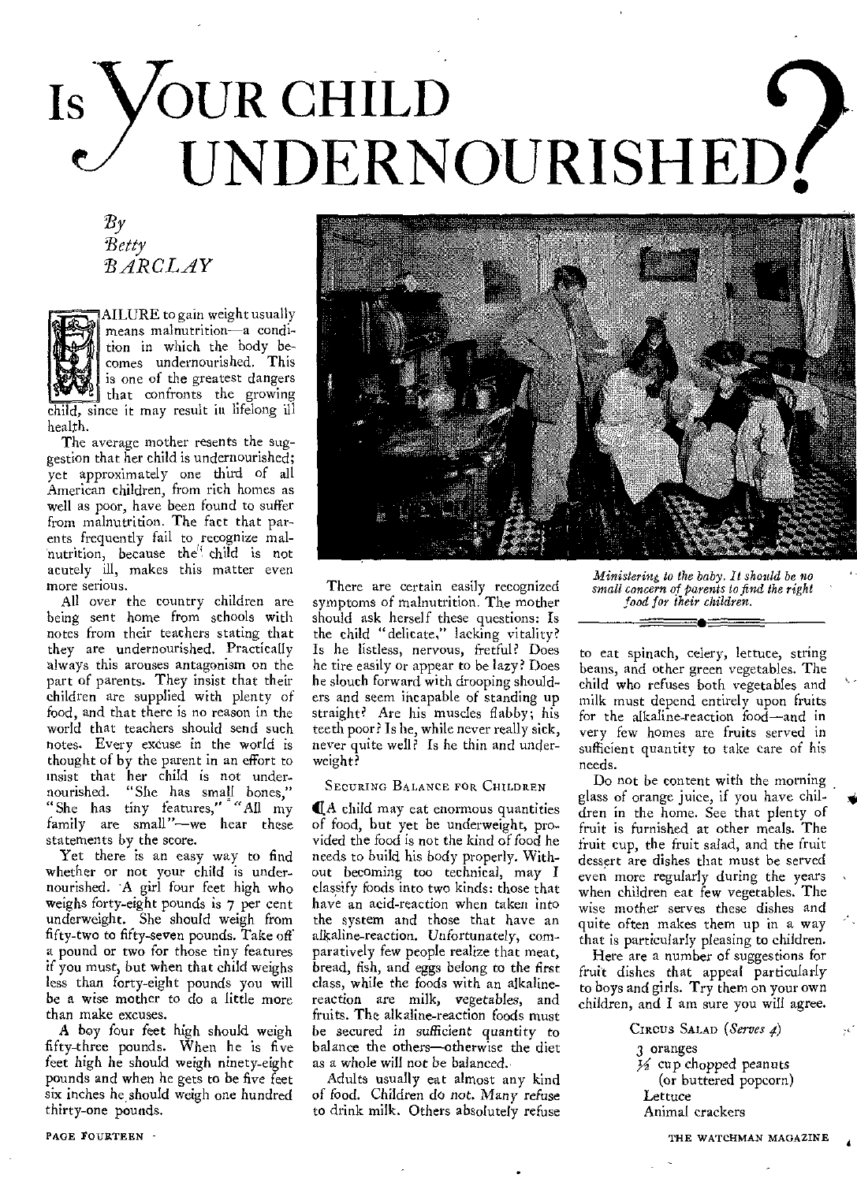# Is Your Child Undernourished?

*By Betty BARCLAY*

FAILURE to gain weight usually means malnutrition—a condition in which the body becomes undernourished. This is one of the greatest dangers that confronts the growing child, since it may result in lifelong ill health.

The average mother resents the suggestion that her child is undernourished; yet approximately one third of all American children, from rich homes as well as poor, have been found to suffer from malnutrition. The fact that parents frequently fail to recognize malnutrition, because the child is not acutely ill, makes this matter even more serious.

All over the country children are being sent home from schools with notes from their teachers stating that they are undernourished. Practically always this arouses antagonism on the part of parents. They insist that their children are supplied with plenty of food, and that there is no reason in the world that teachers should send such notes. Every excuse in the world is thought of by the parent in an effort to insist that her child is not undernourished. "She has small bones," "She has tiny features," "All my family are small"—we hear these statements by the score.

Yet there is an easy way to find whether or not your child is undernourished. A girl four feet high who weighs forty-eight pounds is 7 per cent underweight. She should weigh from fifty-two to fifty-seven pounds. Take off a pound or two for those tiny features if you must, but when that child weighs less than forty-eight pounds you will be a wise mother to do a little more than make excuses.

A boy four feet high should weigh fifty-three pounds. When he is five feet high he should weigh ninety-eight pounds and when he gets to be five feet six inches he should weigh one hundred thirty-one pounds.

There are certain easily recognized symptoms of malnutrition. The mother should ask herself these questions: Is the child "delicate," lacking vitality? Is he listless, nervous, fretful? Does he tire easily or appear to be lazy? Does he slouch forward with drooping shoulders and seem incapable of standing up straight? Are his muscles flabby; his teeth poor? Is he, while never really sick, never quite well? Is he thin and underweight?

## Securing Balance for Children

A child may eat enormous quantities of food, but yet be underweight, provided the food is not the kind of food he needs to build his body properly. Without becoming too technical, may I classify foods into two kinds: those that have an acid-reaction when taken into the system and those that have an alkaline-reaction. Unfortunately, comparatively few people realize that meat, bread, fish, and eggs belong to the first class, while the foods with an alkaline-reaction are milk, vegetables, and fruits. The alkaline-reaction foods must be secured *in sufficient quantity* to balance the others—otherwise the diet as a whole will not be balanced.

Adults usually eat almost any kind of food. Children do *not*. Many refuse to drink milk. Others absolutely refuse to eat spinach, celery, lettuce, string beans, and other green vegetables. The child who refuses both vegetables and milk must depend entirely upon fruits for the alkaline-reaction food—and in very few homes are fruits served in sufficient quantity to take care of his needs.

*Ministering to the baby. It should be no small concern of parents to find the right food for their children.*

Do not be content with the morning glass of orange juice, if you have children in the home. See that plenty of fruit is furnished at other meals. The fruit cup, the fruit salad, and the fruit dessert are dishes that must be served even more regularly during the years when children eat few vegetables. The wise mother serves these dishes and quite often makes them up in a way that is particularly pleasing to children.

Here are a number of suggestions for fruit dishes that appeal particularly to boys and girls. Try them on your own children, and I am sure you will agree.

### Circus Salad (*Serves 4*)

3 oranges
½ cup chopped peanuts
(or buttered popcorn)
Lettuce
Animal crackers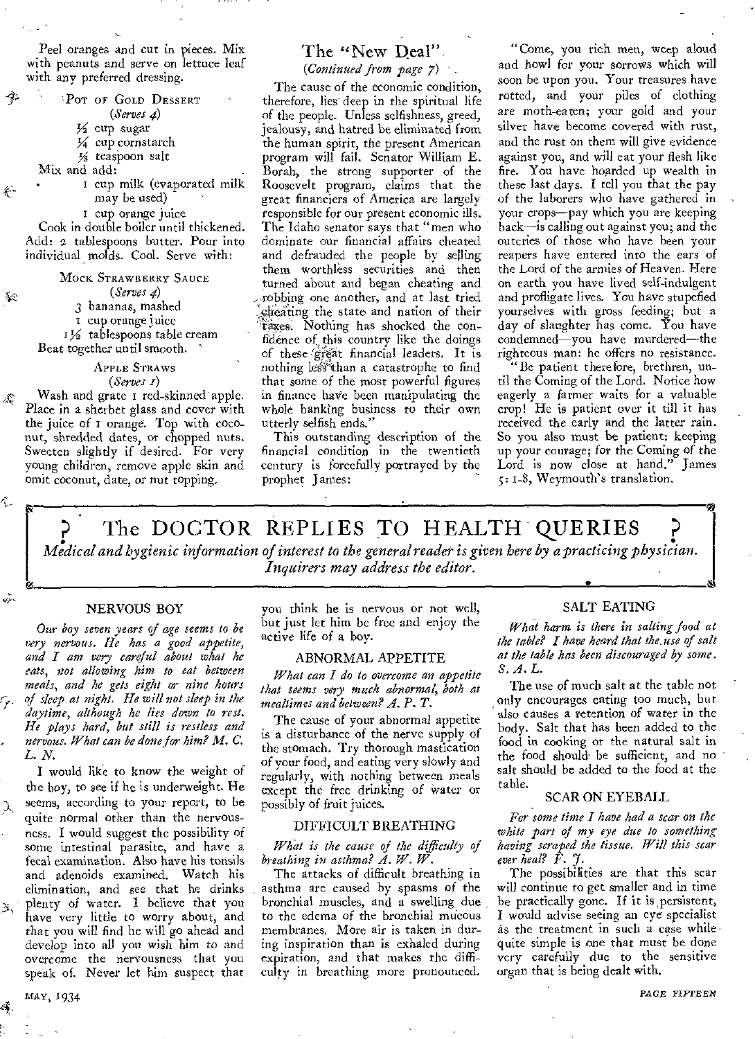Peel oranges and cut in pieces. Mix with peanuts and serve on lettuce leaf with any preferred dressing.

### Pot of Gold Dessert

*(Serves 4)*

½ cup sugar
¼ cup cornstarch
⅛ teaspoon salt

Mix and add:

1 cup milk (evaporated milk may be used)
1 cup orange juice

Cook in double boiler until thickened. Add: 2 tablespoons butter. Pour into individual molds. Cool. Serve with:

### Mock Strawberry Sauce

*(Serves 4)*

3 bananas, mashed
1 cup orange juice
1½ tablespoons table cream

Beat together until smooth.

### Apple Straws

*(Serves 1)*

Wash and grate 1 red-skinned apple. Place in a sherbet glass and cover with the juice of 1 orange. Top with coconut, shredded dates, or chopped nuts. Sweeten slightly if desired. For very young children, remove apple skin and omit coconut, date, or nut topping.

## The "New Deal"

*(Continued from page 7)*

The cause of the economic condition, therefore, lies deep in the spiritual life of the people. Unless selfishness, greed, jealousy, and hatred be eliminated from the human spirit, the present American program will fail. Senator William E. Borah, the strong supporter of the Roosevelt program, claims that the great financiers of America are largely responsible for our present economic ills. The Idaho senator says that "men who dominate our financial affairs cheated and defrauded the people by selling them worthless securities and then turned about and began cheating and robbing one another, and at last tried cheating the state and nation of their taxes. Nothing has shocked the confidence of this country like the doings of these great financial leaders. It is nothing less than a catastrophe to find that some of the most powerful figures in finance have been manipulating the whole banking business to their own utterly selfish ends."

This outstanding description of the financial condition in the twentieth century is forcefully portrayed by the prophet James:

"Come, you rich men, weep aloud and howl for your sorrows which will soon be upon you. Your treasures have rotted, and your piles of clothing are moth-eaten; your gold and your silver have become covered with rust, and the rust on them will give evidence against you, and will eat your flesh like fire. You have hoarded up wealth in these last days. I tell you that the pay of the laborers who have gathered in your crops—pay which you are keeping back—is calling out against you; and the outcries of those who have been your reapers have entered into the ears of the Lord of the armies of Heaven. Here on earth you have lived self-indulgent and profligate lives. You have stupefied yourselves with gross feeding; but a day of slaughter has come. You have condemned—you have murdered—the righteous man: he offers no resistance.

"Be patient therefore, brethren, until the Coming of the Lord. Notice how eagerly a farmer waits for a valuable crop! He is patient over it till it has received the early and the latter rain. So you also must be patient: keeping up your courage; for the Coming of the Lord is now close at hand." James 5:1-8, Weymouth's translation.

## ? The DOCTOR REPLIES TO HEALTH QUERIES ?

*Medical and hygienic information of interest to the general reader is given here by a practicing physician. Inquirers may address the editor.*

### NERVOUS BOY

*Our boy seven years of age seems to be very nervous. He has a good appetite, and I am very careful about what he eats, not allowing him to eat between meals, and he gets eight or nine hours of sleep at night. He will not sleep in the daytime, although he lies down to rest. He plays hard, but still is restless and nervous. What can be done for him? M. C. L. N.*

I would like to know the weight of the boy, to see if he is underweight. He seems, according to your report, to be quite normal other than the nervousness. I would suggest the possibility of some intestinal parasite, and have a fecal examination. Also have his tonsils and adenoids examined. Watch his elimination, and see that he drinks plenty of water. I believe that you have very little to worry about, and that you will find he will go ahead and develop into all you wish him to and overcome the nervousness that you speak of. Never let him suspect that you think he is nervous or not well, but just let him be free and enjoy the active life of a boy.

### ABNORMAL APPETITE

*What can I do to overcome an appetite that seems very much abnormal, both at mealtimes and between? A. P. T.*

The cause of your abnormal appetite is a disturbance of the nerve supply of the stomach. Try thorough mastication of your food, and eating very slowly and regularly, with nothing between meals except the free drinking of water or possibly of fruit juices.

### DIFFICULT BREATHING

*What is the cause of the difficulty of breathing in asthma? A. W. W.*

The attacks of difficult breathing in asthma are caused by spasms of the bronchial muscles, and a swelling due to the edema of the bronchial mucous membranes. More air is taken in during inspiration than is exhaled during expiration, and that makes the difficulty in breathing more pronounced.

### SALT EATING

*What harm is there in salting food at the table? I have heard that the use of salt at the table has been discouraged by some. S. A. L.*

The use of much salt at the table not only encourages eating too much, but also causes a retention of water in the body. Salt that has been added to the food in cooking or the natural salt in the food should be sufficient, and no salt should be added to the food at the table.

### SCAR ON EYEBALL

*For some time I have had a scar on the white part of my eye due to something having scraped the tissue. Will this scar ever heal? F. J.*

The possibilities are that this scar will continue to get smaller and in time be practically gone. If it is persistent, I would advise seeing an eye specialist as the treatment in such a case while quite simple is one that must be done very carefully due to the sensitive organ that is being dealt with.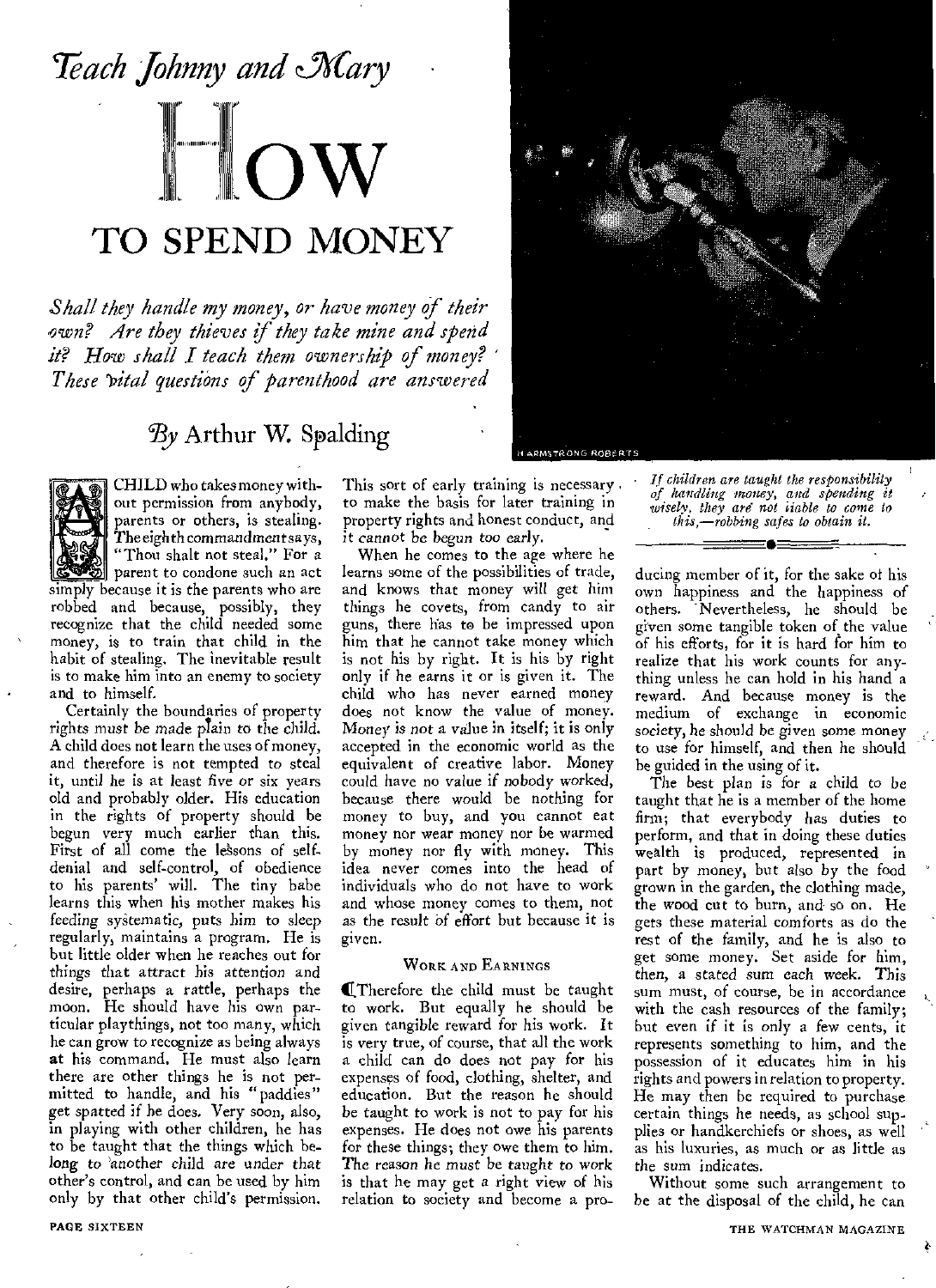*Teach Johnny and Mary*

# HOW TO SPEND MONEY

*Shall they handle my money, or have money of their own? Are they thieves if they take mine and spend it? How shall I teach them ownership of money? These vital questions of parenthood are answered*

*By* Arthur W. Spalding

*If children are taught the responsibility of handling money, and spending it wisely, they are not liable to come to this,—robbing safes to obtain it.*

A CHILD who takes money without permission from anybody, parents or others, is stealing. The eighth commandment says, "Thou shalt not steal." For a parent to condone such an act simply because it is the parents who are robbed and because, possibly, they recognize that the child needed some money, is to train that child in the habit of stealing. The inevitable result is to make him into an enemy to society and to himself.

Certainly the boundaries of property rights must be made plain to the child. A child does not learn the uses of money, and therefore is not tempted to steal it, until he is at least five or six years old and probably older. His education in the rights of property should be begun very much earlier than this. First of all come the lessons of self-denial and self-control, of obedience to his parents' will. The tiny babe learns this when his mother makes his feeding systematic, puts him to sleep regularly, maintains a program. He is but little older when he reaches out for things that attract his attention and desire, perhaps a rattle, perhaps the moon. He should have his own particular playthings, not too many, which he can grow to recognize as being always at his command. He must also learn there are other things he is not permitted to handle, and his "paddies" get spatted if he does. Very soon, also, in playing with other children, he has to be taught that the things which belong to another child are under that other's control, and can be used by him only by that other child's permission. This sort of early training is necessary to make the basis for later training in property rights and honest conduct, and it cannot be begun too early.

When he comes to the age where he learns some of the possibilities of trade, and knows that money will get him things he covets, from candy to air guns, there has to be impressed upon him that he cannot take money which is not his by right. It is his by right only if he earns it or is given it. The child who has never earned money does not know the value of money. Money is not a value in itself; it is only accepted in the economic world as the equivalent of creative labor. Money could have no value if nobody worked, because there would be nothing for money to buy, and you cannot eat money nor wear money nor be warmed by money nor fly with money. This idea never comes into the head of individuals who do not have to work and whose money comes to them, not as the result of effort but because it is given.

### WORK AND EARNINGS

Therefore the child must be taught to work. But equally he should be given tangible reward for his work. It is very true, of course, that all the work a child can do does not pay for his expenses of food, clothing, shelter, and education. But the reason he should be taught to work is not to pay for his expenses. He does not owe his parents for these things; they owe them to him. The reason he must be taught to work is that he may get a right view of his relation to society and become a producing member of it, for the sake of his own happiness and the happiness of others. Nevertheless, he should be given some tangible token of the value of his efforts, for it is hard for him to realize that his work counts for anything unless he can hold in his hand a reward. And because money is the medium of exchange in economic society, he should be given some money to use for himself, and then he should be guided in the using of it.

The best plan is for a child to be taught that he is a member of the home firm; that everybody has duties to perform, and that in doing these duties wealth is produced, represented in part by money, but also by the food grown in the garden, the clothing made, the wood cut to burn, and so on. He gets these material comforts as do the rest of the family, and he is also to get some money. Set aside for him, then, a stated sum each week. This sum must, of course, be in accordance with the cash resources of the family; but even if it is only a few cents, it represents something to him, and the possession of it educates him in his rights and powers in relation to property. He may then be required to purchase certain things he needs, as school supplies or handkerchiefs or shoes, as well as his luxuries, as much or as little as the sum indicates.

Without some such arrangement to be at the disposal of the child, he can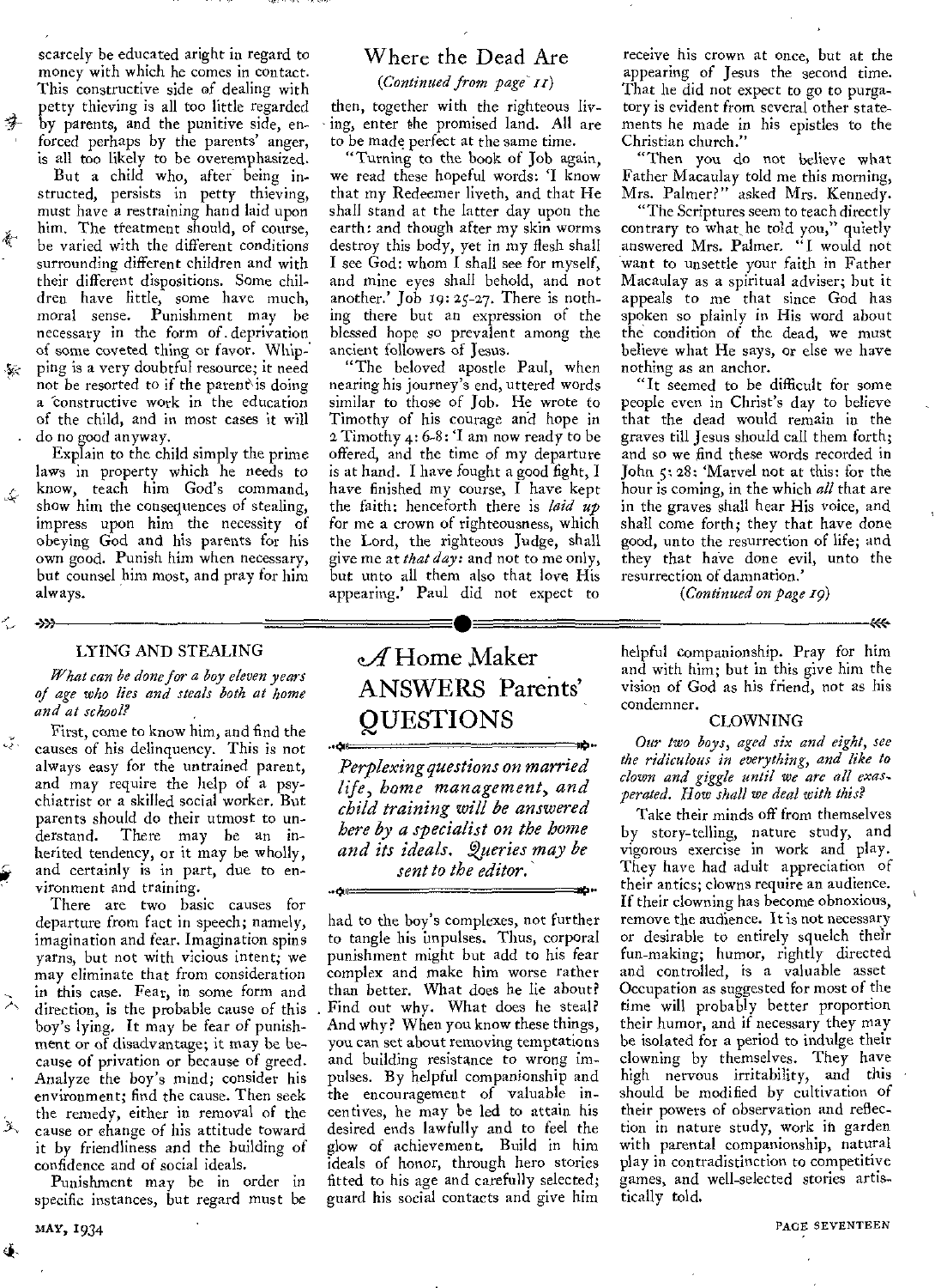scarcely be educated aright in regard to money with which he comes in contact. This constructive side of dealing with petty thieving is all too little regarded by parents, and the punitive side, enforced perhaps by the parents' anger, is all too likely to be overemphasized.

But a child who, after being instructed, persists in petty thieving, must have a restraining hand laid upon him. The treatment should, of course, be varied with the different conditions surrounding different children and with their different dispositions. Some children have little, some have much, moral sense. Punishment may be necessary in the form of deprivation of some coveted thing or favor. Whipping is a very doubtful resource; it need not be resorted to if the parent is doing a constructive work in the education of the child, and in most cases it will do no good anyway.

Explain to the child simply the prime laws in property which he needs to know, teach him God's command, show him the consequences of stealing, impress upon him the necessity of obeying God and his parents for his own good. Punish him when necessary, but counsel him most, and pray for him always.

## Where the Dead Are

*(Continued from page 11)*

then, together with the righteous living, enter the promised land. All are to be made perfect at the same time.

"Turning to the book of Job again, we read these hopeful words: 'I know that my Redeemer liveth, and that He shall stand at the latter day upon the earth: and though after my skin worms destroy this body, yet in my flesh shall I see God: whom I shall see for myself, and mine eyes shall behold, and not another.' Job 19: 25-27. There is nothing there but an expression of the blessed hope so prevalent among the ancient followers of Jesus.

"The beloved apostle Paul, when nearing his journey's end, uttered words similar to those of Job. He wrote to Timothy of his courage and hope in 2 Timothy 4: 6-8: 'I am now ready to be offered, and the time of my departure is at hand. I have fought a good fight, I have finished my course, I have kept the faith: henceforth there is *laid up* for me a crown of righteousness, which the Lord, the righteous Judge, shall give me at *that day:* and not to me only, but unto all them also that love His appearing.' Paul did not expect to receive his crown at once, but at the appearing of Jesus the second time. That he did not expect to go to purgatory is evident from several other statements he made in his epistles to the Christian church."

"Then you do not believe what Father Macaulay told me this morning, Mrs. Palmer?" asked Mrs. Kennedy.

"The Scriptures seem to teach directly contrary to what he told you," quietly answered Mrs. Palmer. "I would not want to unsettle your faith in Father Macaulay as a spiritual adviser; but it appeals to me that since God has spoken so plainly in His word about the condition of the dead, we must believe what He says, or else we have nothing as an anchor.

"It seemed to be difficult for some people even in Christ's day to believe that the dead would remain in the graves till Jesus should call them forth; and so we find these words recorded in John 5: 28: 'Marvel not at this: for the hour is coming, in the which *all* that are in the graves shall hear His voice, and shall come forth; they that have done good, unto the resurrection of life; and they that have done evil, unto the resurrection of damnation.'

*(Continued on page 19)*

---

# *A* Home Maker ANSWERS Parents' QUESTIONS

*Perplexing questions on married life, home management, and child training will be answered here by a specialist on the home and its ideals. Queries may be sent to the editor.*

### LYING AND STEALING

*What can be done for a boy eleven years of age who lies and steals both at home and at school?*

First, come to know him, and find the causes of his delinquency. This is not always easy for the untrained parent, and may require the help of a psychiatrist or a skilled social worker. But parents should do their utmost to understand. There may be an inherited tendency, or it may be wholly, and certainly is in part, due to environment and training.

There are two basic causes for departure from fact in speech; namely, imagination and fear. Imagination spins yarns, but not with vicious intent; we may eliminate that from consideration in this case. Fear, in some form and direction, is the probable cause of this boy's lying. It may be fear of punishment or of disadvantage; it may be because of privation or because of greed. Analyze the boy's mind; consider his environment; find the cause. Then seek the remedy, either in removal of the cause or change of his attitude toward it by friendliness and the building of confidence and of social ideals.

Punishment may be in order in specific instances, but regard must be had to the boy's complexes, not further to tangle his impulses. Thus, corporal punishment might but add to his fear complex and make him worse rather than better. What does he lie about? Find out why. What does he steal? And why? When you know these things, you can set about removing temptations and building resistance to wrong impulses. By helpful companionship and the encouragement of valuable incentives, he may be led to attain his desired ends lawfully and to feel the glow of achievement. Build in him ideals of honor, through hero stories fitted to his age and carefully selected; guard his social contacts and give him helpful companionship. Pray for him and with him; but in this give him the vision of God as his friend, not as his condemner.

### CLOWNING

*Our two boys, aged six and eight, see the ridiculous in everything, and like to clown and giggle until we are all exasperated. How shall we deal with this?*

Take their minds off from themselves by story-telling, nature study, and vigorous exercise in work and play. They have had adult appreciation of their antics; clowns require an audience. If their clowning has become obnoxious, remove the audience. It is not necessary or desirable to entirely squelch their fun-making; humor, rightly directed and controlled, is a valuable asset. Occupation as suggested for most of the time will probably better proportion their humor, and if necessary they may be isolated for a period to indulge their clowning by themselves. They have high nervous irritability, and this should be modified by cultivation of their powers of observation and reflection in nature study, work in garden with parental companionship, natural play in contradistinction to competitive games, and well-selected stories artistically told.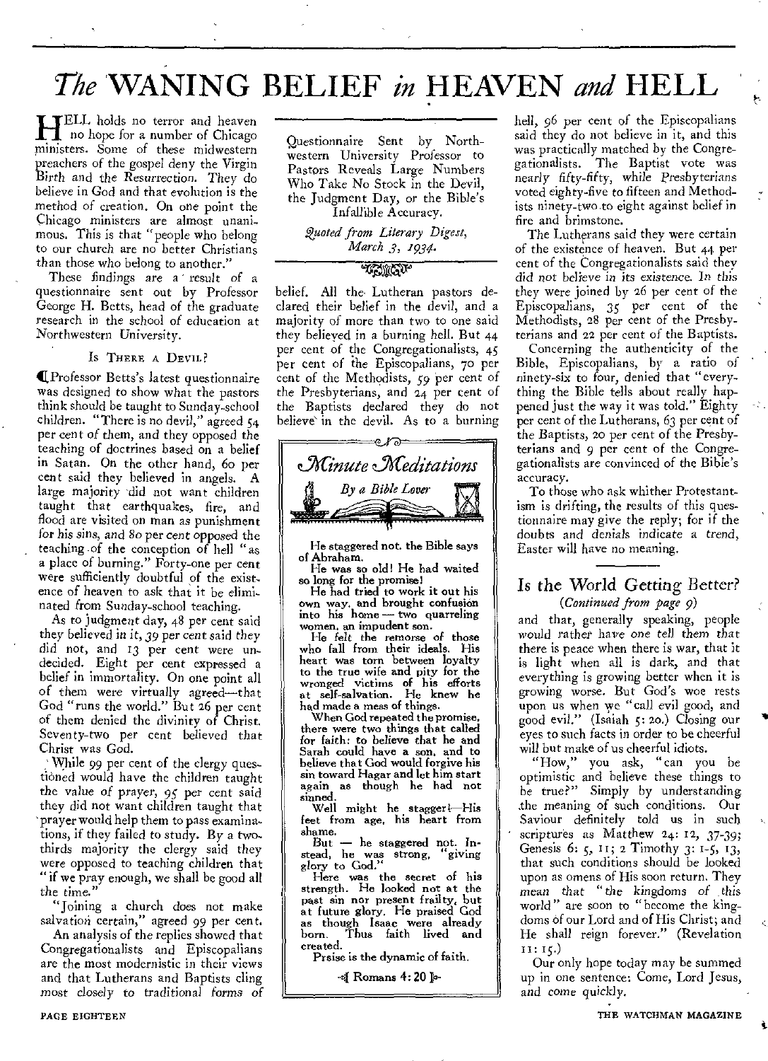# *The* WANING BELIEF *in* HEAVEN *and* HELL

HELL holds no terror and heaven no hope for a number of Chicago ministers. Some of these midwestern preachers of the gospel deny the Virgin Birth and the Resurrection. They do believe in God and that evolution is the method of creation. On one point the Chicago ministers are almost unanimous. This is that "people who belong to our church are no better Christians than those who belong to another."

These findings are a result of a questionnaire sent out by Professor George H. Betts, head of the graduate research in the school of education at Northwestern University.

Questionnaire Sent by Northwestern University Professor to Pastors Reveals Large Numbers Who Take No Stock in the Devil, the Judgment Day, or the Bible's Infallible Accuracy.

*Quoted from Literary Digest, March 3, 1934.*

### Is There a Devil?

Professor Betts's latest questionnaire was designed to show what the pastors think should be taught to Sunday-school children. "There is no devil," agreed 54 per cent of them, and they opposed the teaching of doctrines based on a belief in Satan. On the other hand, 60 per cent said they believed in angels. A large majority did not want children taught that earthquakes, fire, and flood are visited on man as punishment for his sins, and 80 per cent opposed the teaching of the conception of hell "as a place of burning." Forty-one per cent were sufficiently doubtful of the existence of heaven to ask that it be eliminated from Sunday-school teaching.

As to judgment day, 48 per cent said they believed in it, 39 per cent said they did not, and 13 per cent were undecided. Eight per cent expressed a belief in immortality. On one point all of them were virtually agreed—that God "runs the world." But 26 per cent of them denied the divinity of Christ. Seventy-two per cent believed that Christ was God.

While 99 per cent of the clergy questioned would have the children taught the value of prayer, 95 per cent said they did not want children taught that prayer would help them to pass examinations, if they failed to study. By a two-thirds majority the clergy said they were opposed to teaching children that "if we pray enough, we shall be good all the time."

"Joining a church does not make salvation certain," agreed 99 per cent.

An analysis of the replies showed that Congregationalists and Episcopalians are the most modernistic in their views and that Lutherans and Baptists cling most closely to traditional forms of belief. All the Lutheran pastors declared their belief in the devil, and a majority of more than two to one said they believed in a burning hell. But 44 per cent of the Congregationalists, 45 per cent of the Episcopalians, 70 per cent of the Methodists, 59 per cent of the Presbyterians, and 24 per cent of the Baptists declared they do not believe in the devil. As to a burning hell, 96 per cent of the Episcopalians said they do not believe in it, and this was practically matched by the Congregationalists. The Baptist vote was nearly fifty-fifty, while Presbyterians voted eighty-five to fifteen and Methodists ninety-two to eight against belief in fire and brimstone.

The Lutherans said they were certain of the existence of heaven. But 44 per cent of the Congregationalists said they did not believe in its existence. In this they were joined by 26 per cent of the Episcopalians, 35 per cent of the Methodists, 28 per cent of the Presbyterians and 22 per cent of the Baptists.

Concerning the authenticity of the Bible, Episcopalians, by a ratio of ninety-six to four, denied that "everything the Bible tells about really happened just the way it was told." Eighty per cent of the Lutherans, 63 per cent of the Baptists, 20 per cent of the Presbyterians and 9 per cent of the Congregationalists are convinced of the Bible's accuracy.

To those who ask whither Protestantism is drifting, the results of this questionnaire may give the reply; for if the doubts and denials indicate a trend, Easter will have no meaning.

---

## *Minute Meditations*

*By a Bible Lover*

**He staggered not, the Bible says of Abraham.**

**He was so old! He had waited so long for the promise!**

**He had tried to work it out his own way, and brought confusion into his home — two quarreling women, an impudent son.**

**He felt the remorse of those who fall from their ideals. His heart was torn between loyalty to the true wife and pity for the wronged victims of his efforts at self-salvation. He knew he had made a mess of things.**

**When God repeated the promise, there were two things that called for faith: to believe that he and Sarah could have a son, and to believe that God would forgive his sin toward Hagar and let him start again as though he had not sinned.**

**Well might he stagger!—His feet from age, his heart from shame.**

**But — he staggered not. Instead, he was strong, "giving glory to God."**

**Here was the secret of his strength. He looked not at the past sin nor present frailty, but at future glory. He praised God as though Isaac were already born. Thus faith lived and created.**

**Praise is the dynamic of faith.**

**Romans 4:20**

---

## Is the World Getting Better?

*(Continued from page 9)*

and that, generally speaking, people would rather have one tell them that there is peace when there is war, that it is light when all is dark, and that everything is growing better when it is growing worse. But God's woe rests upon us when we "call evil good, and good evil." (Isaiah 5:20.) Closing our eyes to such facts in order to be cheerful will but make of us cheerful idiots.

"How," you ask, "can you be optimistic and believe these things to be true?" Simply by understanding the meaning of such conditions. Our Saviour definitely told us in such scriptures as Matthew 24:12, 37-39; Genesis 6:5, 11; 2 Timothy 3:1-5, 13, that such conditions should be looked upon as omens of His soon return. They mean that "the kingdoms of this world" are soon to "become the kingdoms of our Lord and of His Christ; and He shall reign forever." (Revelation 11:15.)

Our only hope today may be summed up in one sentence: Come, Lord Jesus, and come quickly.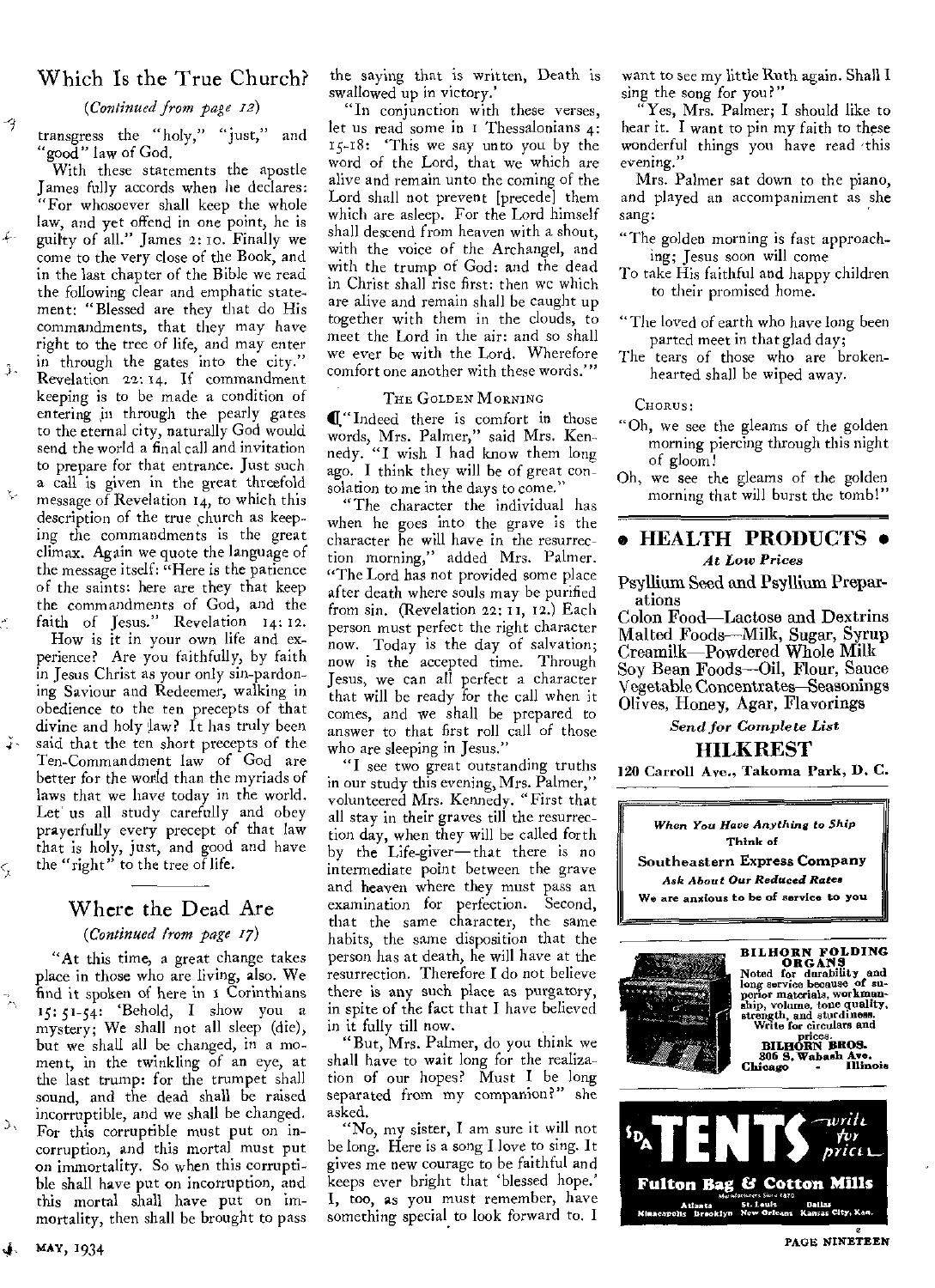## Which Is the True Church?

*(Continued from page 12)*

transgress the "holy," "just," and "good" law of God.

With these statements the apostle James fully accords when he declares: "For whosoever shall keep the whole law, and yet offend in one point, he is guilty of all." James 2:10. Finally we come to the very close of the Book, and in the last chapter of the Bible we read the following clear and emphatic statement: "Blessed are they that do His commandments, that they may have right to the tree of life, and may enter in through the gates into the city." Revelation 22:14. If commandment keeping is to be made a condition of entering in through the pearly gates to the eternal city, naturally God would send the world a final call and invitation to prepare for that entrance. Just such a call is given in the great threefold message of Revelation 14, to which this description of the true church as keeping the commandments is the great climax. Again we quote the language of the message itself: "Here is the patience of the saints: here are they that keep the commandments of God, and the faith of Jesus." Revelation 14:12.

How is it in your own life and experience? Are you faithfully, by faith in Jesus Christ as your only sin-pardoning Saviour and Redeemer, walking in obedience to the ten precepts of that divine and holy law? It has truly been said that the ten short precepts of the Ten-Commandment law of God are better for the world than the myriads of laws that we have today in the world. Let us all study carefully and obey prayerfully every precept of that law that is holy, just, and good and have the "right" to the tree of life.

---

## Where the Dead Are

*(Continued from page 17)*

"At this time, a great change takes place in those who are living, also. We find it spoken of here in 1 Corinthians 15:51-54: 'Behold, I show you a mystery; We shall not all sleep (die), but we shall all be changed, in a moment, in the twinkling of an eye, at the last trump: for the trumpet shall sound, and the dead shall be raised incorruptible, and we shall be changed. For this corruptible must put on incorruption, and this mortal must put on immortality. So when this corruptible shall have put on incorruption, and this mortal shall have put on immortality, then shall be brought to pass the saying that is written, Death is swallowed up in victory.'

"In conjunction with these verses, let us read some in 1 Thessalonians 4:15-18: 'This we say unto you by the word of the Lord, that we which are alive and remain unto the coming of the Lord shall not prevent [precede] them which are asleep. For the Lord himself shall descend from heaven with a shout, with the voice of the Archangel, and with the trump of God: and the dead in Christ shall rise first: then we which are alive and remain shall be caught up together with them in the clouds, to meet the Lord in the air: and so shall we ever be with the Lord. Wherefore comfort one another with these words.'"

### The Golden Morning

"Indeed there is comfort in those words, Mrs. Palmer," said Mrs. Kennedy. "I wish I had know them long ago. I think they will be of great consolation to me in the days to come."

"The character the individual has when he goes into the grave is the character he will have in the resurrection morning," added Mrs. Palmer. "The Lord has not provided some place after death where souls may be purified from sin. (Revelation 22:11, 12.) Each person must perfect the right character now. Today is the day of salvation; now is the accepted time. Through Jesus, we can all perfect a character that will be ready for the call when it comes, and we shall be prepared to answer to that first roll call of those who are sleeping in Jesus."

"I see two great outstanding truths in our study this evening, Mrs. Palmer," volunteered Mrs. Kennedy. "First that all stay in their graves till the resurrection day, when they will be called forth by the Life-giver—that there is no intermediate point between the grave and heaven where they must pass an examination for perfection. Second, that the same character, the same habits, the same disposition that the person has at death, he will have at the resurrection. Therefore I do not believe there is any such place as purgatory, in spite of the fact that I have believed in it fully till now.

"But, Mrs. Palmer, do you think we shall have to wait long for the realization of our hopes? Must I be long separated from my companion?" she asked.

"No, my sister, I am sure it will not be long. Here is a song I love to sing. It gives me new courage to be faithful and keeps ever bright that 'blessed hope.' I, too, as you must remember, have something special to look forward to. I want to see my little Ruth again. Shall I sing the song for you?"

"Yes, Mrs. Palmer; I should like to hear it. I want to pin my faith to these wonderful things you have read this evening."

Mrs. Palmer sat down to the piano, and played an accompaniment as she sang:

"The golden morning is fast approaching; Jesus soon will come
To take His faithful and happy children to their promised home.

"The loved of earth who have long been parted meet in that glad day;
The tears of those who are broken-hearted shall be wiped away.

CHORUS:

"Oh, we see the gleams of the golden morning piercing through this night of gloom!
Oh, we see the gleams of the golden morning that will burst the tomb!"

---

## • HEALTH PRODUCTS •

*At Low Prices*

Psyllium Seed and Psyllium Preparations
Colon Food—Lactose and Dextrins
Malted Foods—Milk, Sugar, Syrup
Creamilk—Powdered Whole Milk
Soy Bean Foods—Oil, Flour, Sauce
Vegetable Concentrates—Seasonings
Olives, Honey, Agar, Flavorings

*Send for Complete List*

**HILKREST**

**120 Carroll Ave., Takoma Park, D. C.**

---

*When You Have Anything to Ship*
Think of
**Southeastern Express Company**
*Ask About Our Reduced Rates*
We are anxious to be of service to you

---

**BILHORN FOLDING ORGANS**
Noted for durability and long service because of superior materials, workmanship, volume, tone quality, strength, and sturdiness. Write for circulars and prices.
**BILHORN BROS.**
306 S. Wabash Ave.
Chicago - Illinois

---

**S.D.A. TENTS** — write for prices

**Fulton Bag & Cotton Mills**
Manufacturers Since 1870
Atlanta · St. Louis · Dallas
Minneapolis · Brooklyn · New Orleans · Kansas City, Kan.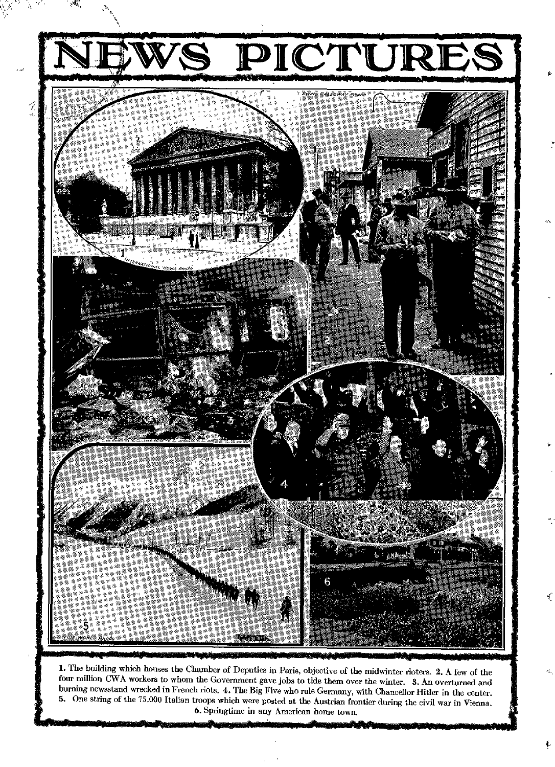# NEWS PICTURES

1. The building which houses the Chamber of Deputies in Paris, objective of the midwinter rioters. 2. A few of the four million CWA workers to whom the Government gave jobs to tide them over the winter. 3. An overturned and burning newsstand wrecked in French riots. 4. The Big Five who rule Germany, with Chancellor Hitler in the center. 5. One string of the 75,000 Italian troops which were posted at the Austrian frontier during the civil war in Vienna. 6. Springtime in any American home town.